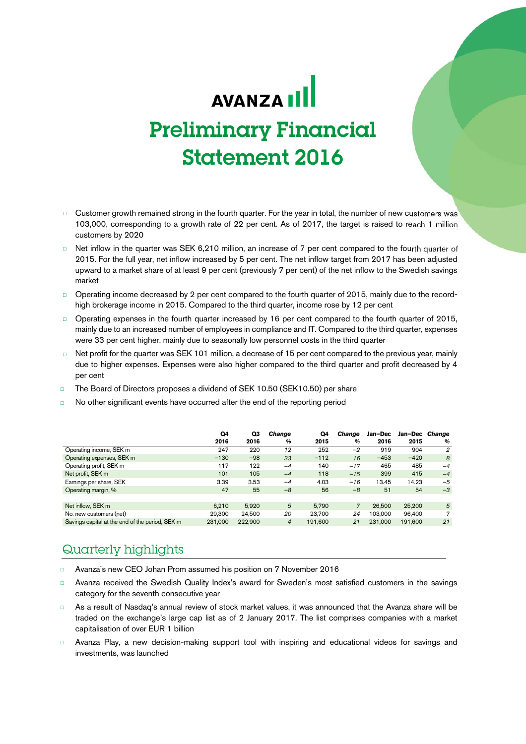# AVANZA

# Preliminary Financial Statement 2016

- Customer growth remained strong in the fourth quarter. For the year in total, the number of new customers was 103,000, corresponding to a growth rate of 22 per cent. As of 2017, the target is raised to reach 1 million customers by 2020
- Net inflow in the quarter was SEK 6,210 million, an increase of 7 per cent compared to the fourth quarter of 2015. For the full year, net inflow increased by 5 per cent. The net inflow target from 2017 has been adjusted upward to a market share of at least 9 per cent (previously 7 per cent) of the net inflow to the Swedish savings market
- Operating income decreased by 2 per cent compared to the fourth quarter of 2015, mainly due to the record-high brokerage income in 2015. Compared to the third quarter, income rose by 12 per cent
- Operating expenses in the fourth quarter increased by 16 per cent compared to the fourth quarter of 2015, mainly due to an increased number of employees in compliance and IT. Compared to the third quarter, expenses were 33 per cent higher, mainly due to seasonally low personnel costs in the third quarter
- Net profit for the quarter was SEK 101 million, a decrease of 15 per cent compared to the previous year, mainly due to higher expenses. Expenses were also higher compared to the third quarter and profit decreased by 4 per cent
- The Board of Directors proposes a dividend of SEK 10.50 (SEK10.50) per share
- No other significant events have occurred after the end of the reporting period

| | Q4 2016 | Q3 2016 | *Change %* | Q4 2015 | *Change %* | Jan–Dec 2016 | Jan–Dec 2015 | *Change %* |
|---|---|---|---|---|---|---|---|---|
| Operating income, SEK m | 247 | 220 | *12* | 252 | *−2* | 919 | 904 | *2* |
| Operating expenses, SEK m | −130 | −98 | *33* | −112 | *16* | −453 | −420 | *8* |
| Operating profit, SEK m | 117 | 122 | *−4* | 140 | *−17* | 465 | 485 | *−4* |
| Net profit, SEK m | 101 | 105 | *−4* | 118 | *−15* | 399 | 415 | *−4* |
| Earnings per share, SEK | 3.39 | 3.53 | *−4* | 4.03 | *−16* | 13.45 | 14.23 | *−5* |
| Operating margin, % | 47 | 55 | *−8* | 56 | *−8* | 51 | 54 | *−3* |
| | | | | | | | | |
| Net inflow, SEK m | 6,210 | 5,920 | *5* | 5,790 | *7* | 26,500 | 25,200 | *5* |
| No. new customers (net) | 29,300 | 24,500 | *20* | 23,700 | *24* | 103,000 | 96,400 | *7* |
| Savings capital at the end of the period, SEK m | 231,000 | 222,900 | *4* | 191,600 | *21* | 231,000 | 191,600 | *21* |

## Quarterly highlights

- Avanza's new CEO Johan Prom assumed his position on 7 November 2016
- Avanza received the Swedish Quality Index's award for Sweden's most satisfied customers in the savings category for the seventh consecutive year
- As a result of Nasdaq's annual review of stock market values, it was announced that the Avanza share will be traded on the exchange's large cap list as of 2 January 2017. The list comprises companies with a market capitalisation of over EUR 1 billion
- Avanza Play, a new decision-making support tool with inspiring and educational videos for savings and investments, was launched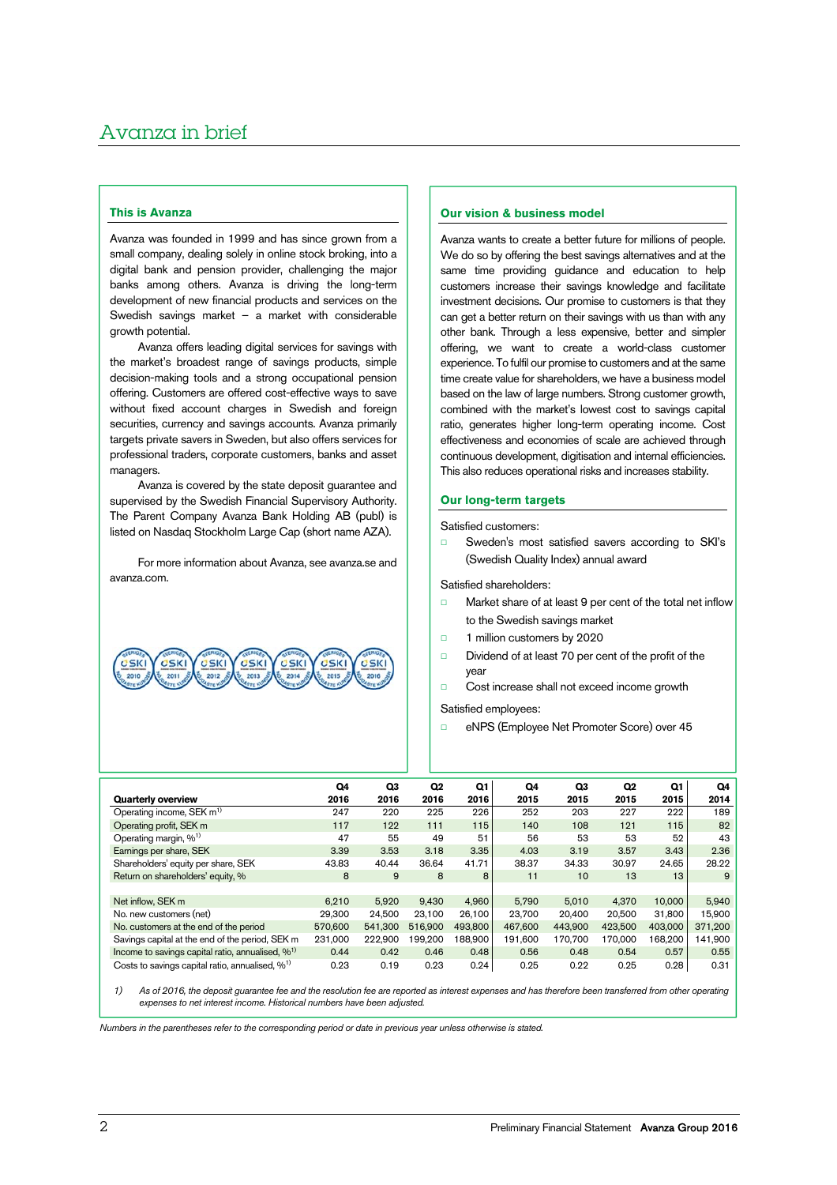# Avanza in brief

## This is Avanza

Avanza was founded in 1999 and has since grown from a small company, dealing solely in online stock broking, into a digital bank and pension provider, challenging the major banks among others. Avanza is driving the long-term development of new financial products and services on the Swedish savings market – a market with considerable growth potential.

Avanza offers leading digital services for savings with the market's broadest range of savings products, simple decision-making tools and a strong occupational pension offering. Customers are offered cost-effective ways to save without fixed account charges in Swedish and foreign securities, currency and savings accounts. Avanza primarily targets private savers in Sweden, but also offers services for professional traders, corporate customers, banks and asset managers.

Avanza is covered by the state deposit guarantee and supervised by the Swedish Financial Supervisory Authority. The Parent Company Avanza Bank Holding AB (publ) is listed on Nasdaq Stockholm Large Cap (short name AZA).

For more information about Avanza, see avanza.se and avanza.com.

## Our vision & business model

Avanza wants to create a better future for millions of people. We do so by offering the best savings alternatives and at the same time providing guidance and education to help customers increase their savings knowledge and facilitate investment decisions. Our promise to customers is that they can get a better return on their savings with us than with any other bank. Through a less expensive, better and simpler offering, we want to create a world-class customer experience. To fulfil our promise to customers and at the same time create value for shareholders, we have a business model based on the law of large numbers. Strong customer growth, combined with the market's lowest cost to savings capital ratio, generates higher long-term operating income. Cost effectiveness and economies of scale are achieved through continuous development, digitisation and internal efficiencies. This also reduces operational risks and increases stability.

## Our long-term targets

Satisfied customers:

- Sweden's most satisfied savers according to SKI's (Swedish Quality Index) annual award

Satisfied shareholders:

- Market share of at least 9 per cent of the total net inflow to the Swedish savings market
- 1 million customers by 2020
- Dividend of at least 70 per cent of the profit of the year
- Cost increase shall not exceed income growth

Satisfied employees:

- eNPS (Employee Net Promoter Score) over 45

| Quarterly overview | Q4 2016 | Q3 2016 | Q2 2016 | Q1 2016 | Q4 2015 | Q3 2015 | Q2 2015 | Q1 2015 | Q4 2014 |
|---|---|---|---|---|---|---|---|---|---|
| Operating income, SEK m[1] | 247 | 220 | 225 | 226 | 252 | 203 | 227 | 222 | 189 |
| Operating profit, SEK m | 117 | 122 | 111 | 115 | 140 | 108 | 121 | 115 | 82 |
| Operating margin, %[1] | 47 | 55 | 49 | 51 | 56 | 53 | 53 | 52 | 43 |
| Earnings per share, SEK | 3.39 | 3.53 | 3.18 | 3.35 | 4.03 | 3.19 | 3.57 | 3.43 | 2.36 |
| Shareholders' equity per share, SEK | 43.83 | 40.44 | 36.64 | 41.71 | 38.37 | 34.33 | 30.97 | 24.65 | 28.22 |
| Return on shareholders' equity, % | 8 | 9 | 8 | 8 | 11 | 10 | 13 | 13 | 9 |
| | | | | | | | | | |
| Net inflow, SEK m | 6,210 | 5,920 | 9,430 | 4,960 | 5,790 | 5,010 | 4,370 | 10,000 | 5,940 |
| No. new customers (net) | 29,300 | 24,500 | 23,100 | 26,100 | 23,700 | 20,400 | 20,500 | 31,800 | 15,900 |
| No. customers at the end of the period | 570,600 | 541,300 | 516,900 | 493,800 | 467,600 | 443,900 | 423,500 | 403,000 | 371,200 |
| Savings capital at the end of the period, SEK m | 231,000 | 222,900 | 199,200 | 188,900 | 191,600 | 170,700 | 170,000 | 168,200 | 141,900 |
| Income to savings capital ratio, annualised, %[1] | 0.44 | 0.42 | 0.46 | 0.48 | 0.56 | 0.48 | 0.54 | 0.57 | 0.55 |
| Costs to savings capital ratio, annualised, %[1] | 0.23 | 0.19 | 0.23 | 0.24 | 0.25 | 0.22 | 0.25 | 0.28 | 0.31 |

1) *As of 2016, the deposit guarantee fee and the resolution fee are reported as interest expenses and has therefore been transferred from other operating expenses to net interest income. Historical numbers have been adjusted.*

*Numbers in the parentheses refer to the corresponding period or date in previous year unless otherwise is stated.*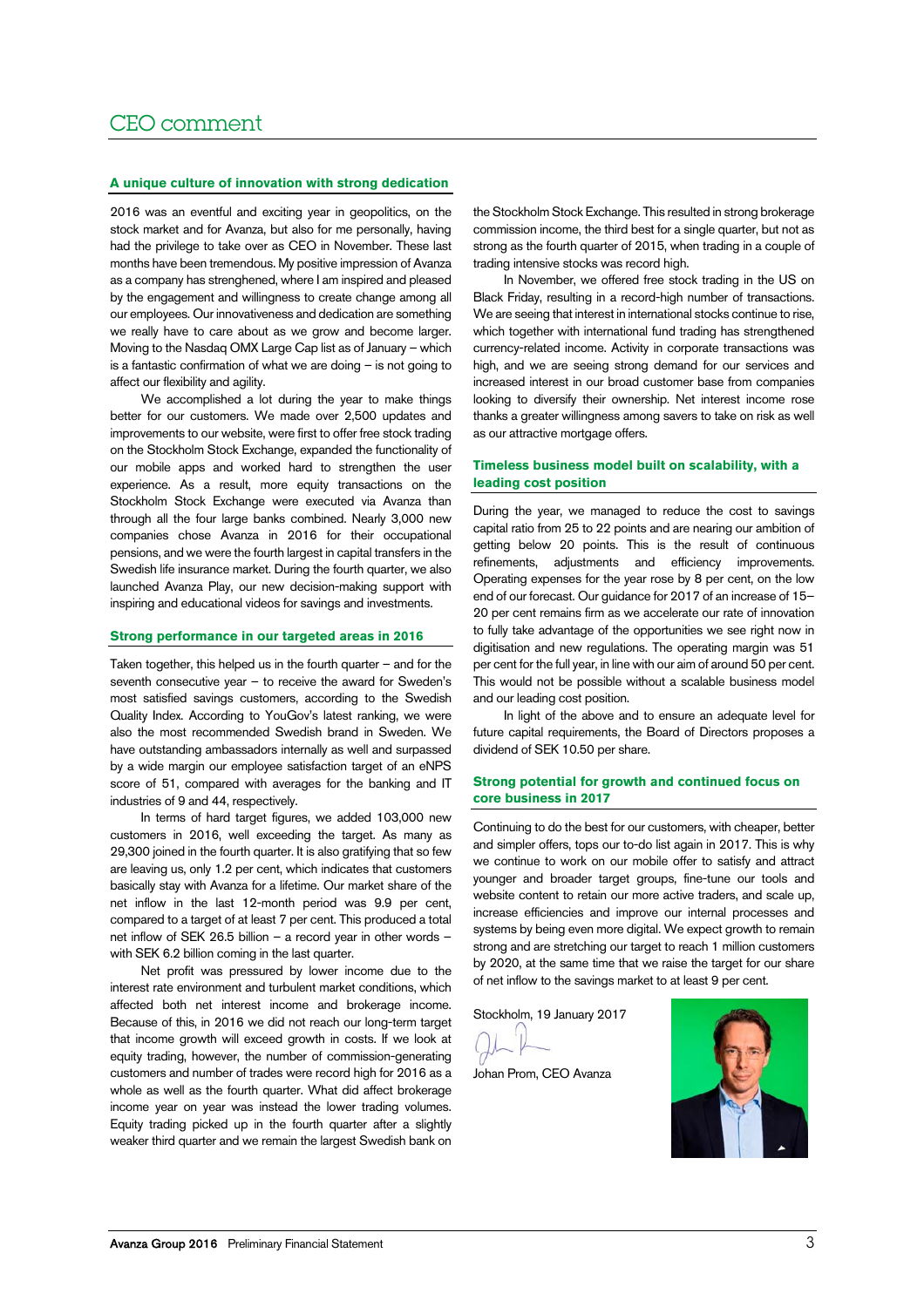# CEO comment

## A unique culture of innovation with strong dedication

2016 was an eventful and exciting year in geopolitics, on the stock market and for Avanza, but also for me personally, having had the privilege to take over as CEO in November. These last months have been tremendous. My positive impression of Avanza as a company has strenghened, where I am inspired and pleased by the engagement and willingness to create change among all our employees. Our innovativeness and dedication are something we really have to care about as we grow and become larger. Moving to the Nasdaq OMX Large Cap list as of January – which is a fantastic confirmation of what we are doing – is not going to affect our flexibility and agility.

We accomplished a lot during the year to make things better for our customers. We made over 2,500 updates and improvements to our website, were first to offer free stock trading on the Stockholm Stock Exchange, expanded the functionality of our mobile apps and worked hard to strengthen the user experience. As a result, more equity transactions on the Stockholm Stock Exchange were executed via Avanza than through all the four large banks combined. Nearly 3,000 new companies chose Avanza in 2016 for their occupational pensions, and we were the fourth largest in capital transfers in the Swedish life insurance market. During the fourth quarter, we also launched Avanza Play, our new decision-making support with inspiring and educational videos for savings and investments.

## Strong performance in our targeted areas in 2016

Taken together, this helped us in the fourth quarter – and for the seventh consecutive year – to receive the award for Sweden's most satisfied savings customers, according to the Swedish Quality Index. According to YouGov's latest ranking, we were also the most recommended Swedish brand in Sweden. We have outstanding ambassadors internally as well and surpassed by a wide margin our employee satisfaction target of an eNPS score of 51, compared with averages for the banking and IT industries of 9 and 44, respectively.

In terms of hard target figures, we added 103,000 new customers in 2016, well exceeding the target. As many as 29,300 joined in the fourth quarter. It is also gratifying that so few are leaving us, only 1.2 per cent, which indicates that customers basically stay with Avanza for a lifetime. Our market share of the net inflow in the last 12-month period was 9.9 per cent, compared to a target of at least 7 per cent. This produced a total net inflow of SEK 26.5 billion – a record year in other words – with SEK 6.2 billion coming in the last quarter.

Net profit was pressured by lower income due to the interest rate environment and turbulent market conditions, which affected both net interest income and brokerage income. Because of this, in 2016 we did not reach our long-term target that income growth will exceed growth in costs. If we look at equity trading, however, the number of commission-generating customers and number of trades were record high for 2016 as a whole as well as the fourth quarter. What did affect brokerage income year on year was instead the lower trading volumes. Equity trading picked up in the fourth quarter after a slightly weaker third quarter and we remain the largest Swedish bank on the Stockholm Stock Exchange. This resulted in strong brokerage commission income, the third best for a single quarter, but not as strong as the fourth quarter of 2015, when trading in a couple of trading intensive stocks was record high.

In November, we offered free stock trading in the US on Black Friday, resulting in a record-high number of transactions. We are seeing that interest in international stocks continue to rise, which together with international fund trading has strengthened currency-related income. Activity in corporate transactions was high, and we are seeing strong demand for our services and increased interest in our broad customer base from companies looking to diversify their ownership. Net interest income rose thanks a greater willingness among savers to take on risk as well as our attractive mortgage offers.

## Timeless business model built on scalability, with a leading cost position

During the year, we managed to reduce the cost to savings capital ratio from 25 to 22 points and are nearing our ambition of getting below 20 points. This is the result of continuous refinements, adjustments and efficiency improvements. Operating expenses for the year rose by 8 per cent, on the low end of our forecast. Our guidance for 2017 of an increase of 15–20 per cent remains firm as we accelerate our rate of innovation to fully take advantage of the opportunities we see right now in digitisation and new regulations. The operating margin was 51 per cent for the full year, in line with our aim of around 50 per cent. This would not be possible without a scalable business model and our leading cost position.

In light of the above and to ensure an adequate level for future capital requirements, the Board of Directors proposes a dividend of SEK 10.50 per share.

## Strong potential for growth and continued focus on core business in 2017

Continuing to do the best for our customers, with cheaper, better and simpler offers, tops our to-do list again in 2017. This is why we continue to work on our mobile offer to satisfy and attract younger and broader target groups, fine-tune our tools and website content to retain our more active traders, and scale up, increase efficiencies and improve our internal processes and systems by being even more digital. We expect growth to remain strong and are stretching our target to reach 1 million customers by 2020, at the same time that we raise the target for our share of net inflow to the savings market to at least 9 per cent.

Stockholm, 19 January 2017

Johan Prom, CEO Avanza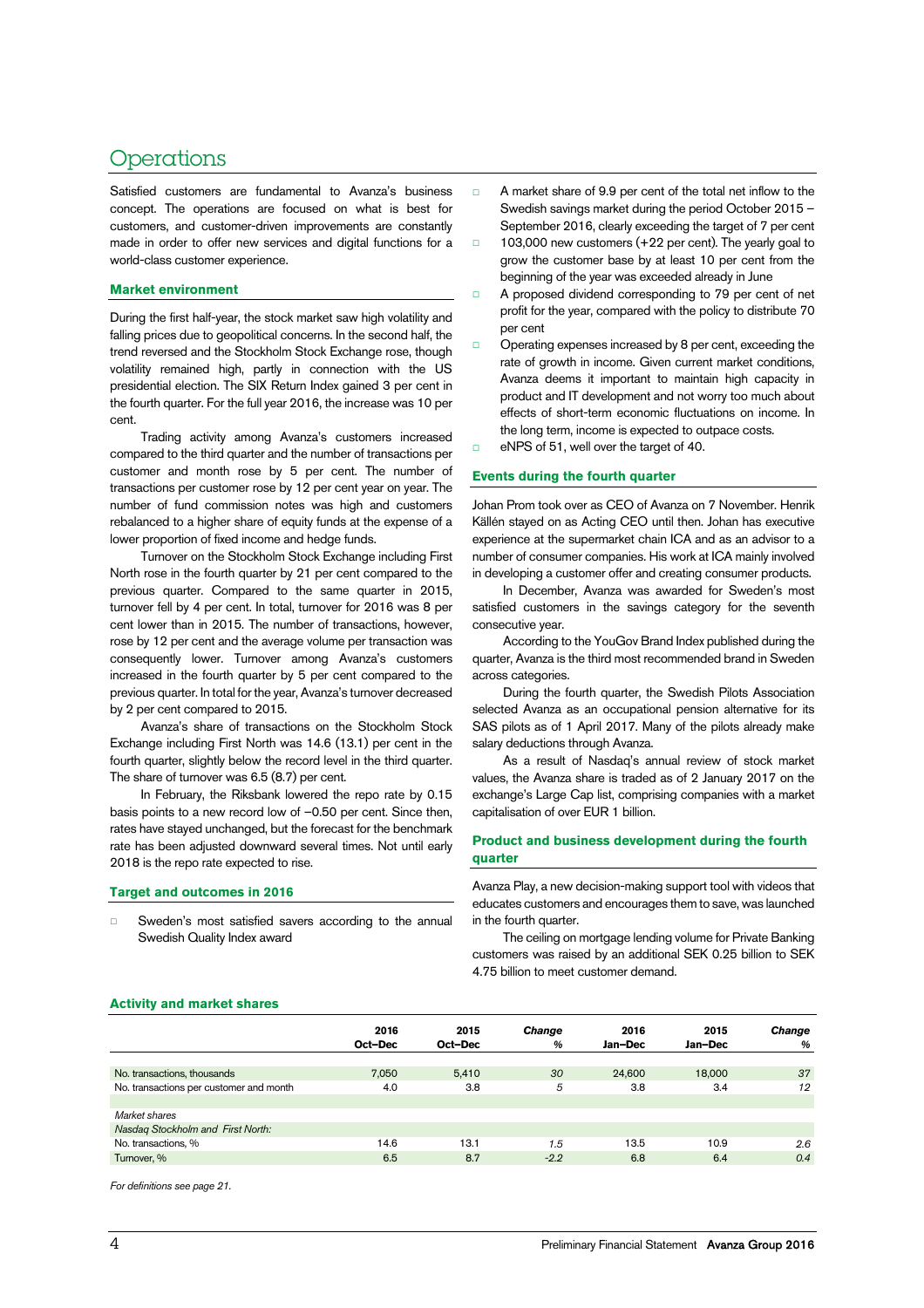# Operations

Satisfied customers are fundamental to Avanza's business concept. The operations are focused on what is best for customers, and customer-driven improvements are constantly made in order to offer new services and digital functions for a world-class customer experience.

## Market environment

During the first half-year, the stock market saw high volatility and falling prices due to geopolitical concerns. In the second half, the trend reversed and the Stockholm Stock Exchange rose, though volatility remained high, partly in connection with the US presidential election. The SIX Return Index gained 3 per cent in the fourth quarter. For the full year 2016, the increase was 10 per cent.

Trading activity among Avanza's customers increased compared to the third quarter and the number of transactions per customer and month rose by 5 per cent. The number of transactions per customer rose by 12 per cent year on year. The number of fund commission notes was high and customers rebalanced to a higher share of equity funds at the expense of a lower proportion of fixed income and hedge funds.

Turnover on the Stockholm Stock Exchange including First North rose in the fourth quarter by 21 per cent compared to the previous quarter. Compared to the same quarter in 2015, turnover fell by 4 per cent. In total, turnover for 2016 was 8 per cent lower than in 2015. The number of transactions, however, rose by 12 per cent and the average volume per transaction was consequently lower. Turnover among Avanza's customers increased in the fourth quarter by 5 per cent compared to the previous quarter. In total for the year, Avanza's turnover decreased by 2 per cent compared to 2015.

Avanza's share of transactions on the Stockholm Stock Exchange including First North was 14.6 (13.1) per cent in the fourth quarter, slightly below the record level in the third quarter. The share of turnover was 6.5 (8.7) per cent.

In February, the Riksbank lowered the repo rate by 0.15 basis points to a new record low of –0.50 per cent. Since then, rates have stayed unchanged, but the forecast for the benchmark rate has been adjusted downward several times. Not until early 2018 is the repo rate expected to rise.

## Target and outcomes in 2016

- Sweden's most satisfied savers according to the annual Swedish Quality Index award
- A market share of 9.9 per cent of the total net inflow to the Swedish savings market during the period October 2015 – September 2016, clearly exceeding the target of 7 per cent
- 103,000 new customers (+22 per cent). The yearly goal to grow the customer base by at least 10 per cent from the beginning of the year was exceeded already in June
- A proposed dividend corresponding to 79 per cent of net profit for the year, compared with the policy to distribute 70 per cent
- Operating expenses increased by 8 per cent, exceeding the rate of growth in income. Given current market conditions, Avanza deems it important to maintain high capacity in product and IT development and not worry too much about effects of short-term economic fluctuations on income. In the long term, income is expected to outpace costs.
- eNPS of 51, well over the target of 40.

## Events during the fourth quarter

Johan Prom took over as CEO of Avanza on 7 November. Henrik Källén stayed on as Acting CEO until then. Johan has executive experience at the supermarket chain ICA and as an advisor to a number of consumer companies. His work at ICA mainly involved in developing a customer offer and creating consumer products.

In December, Avanza was awarded for Sweden's most satisfied customers in the savings category for the seventh consecutive year.

According to the YouGov Brand Index published during the quarter, Avanza is the third most recommended brand in Sweden across categories.

During the fourth quarter, the Swedish Pilots Association selected Avanza as an occupational pension alternative for its SAS pilots as of 1 April 2017. Many of the pilots already make salary deductions through Avanza.

As a result of Nasdaq's annual review of stock market values, the Avanza share is traded as of 2 January 2017 on the exchange's Large Cap list, comprising companies with a market capitalisation of over EUR 1 billion.

## Product and business development during the fourth quarter

Avanza Play, a new decision-making support tool with videos that educates customers and encourages them to save, was launched in the fourth quarter.

The ceiling on mortgage lending volume for Private Banking customers was raised by an additional SEK 0.25 billion to SEK 4.75 billion to meet customer demand.

## Activity and market shares

| | 2016 Oct–Dec | 2015 Oct–Dec | *Change %* | 2016 Jan–Dec | 2015 Jan–Dec | *Change %* |
|---|---|---|---|---|---|---|
| No. transactions, thousands | 7,050 | 5,410 | *30* | 24,600 | 18,000 | *37* |
| No. transactions per customer and month | 4.0 | 3.8 | *5* | 3.8 | 3.4 | *12* |
| *Market shares* | | | | | | |
| *Nasdaq Stockholm and First North:* | | | | | | |
| No. transactions, % | 14.6 | 13.1 | *1.5* | 13.5 | 10.9 | *2.6* |
| Turnover, % | 6.5 | 8.7 | *-2.2* | 6.8 | 6.4 | *0.4* |

*For definitions see page 21.*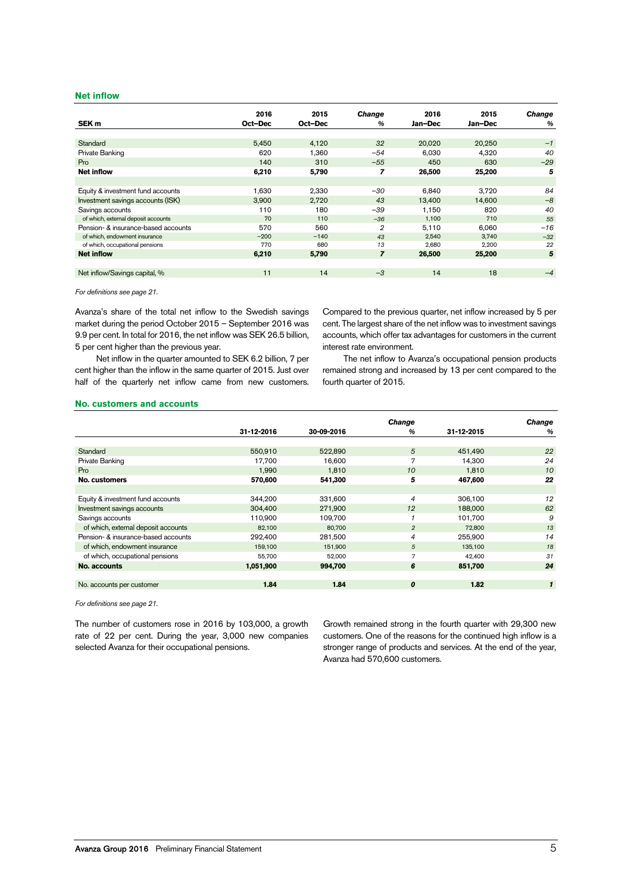## Net inflow

| SEK m | 2016 Oct–Dec | 2015 Oct–Dec | Change % | 2016 Jan–Dec | 2015 Jan–Dec | Change % |
|---|---|---|---|---|---|---|
| Standard | 5,450 | 4,120 | *32* | 20,020 | 20,250 | *−1* |
| Private Banking | 620 | 1,360 | *−54* | 6,030 | 4,320 | *40* |
| Pro | 140 | 310 | *−55* | 450 | 630 | *−29* |
| **Net inflow** | **6,210** | **5,790** | ***7*** | **26,500** | **25,200** | ***5*** |
| | | | | | | |
| Equity & investment fund accounts | 1,630 | 2,330 | *−30* | 6,840 | 3,720 | *84* |
| Investment savings accounts (ISK) | 3,900 | 2,720 | *43* | 13,400 | 14,600 | *−8* |
| Savings accounts | 110 | 180 | *−39* | 1,150 | 820 | *40* |
| of which, external deposit accounts | 70 | 110 | *−36* | 1,100 | 710 | *55* |
| Pension- & insurance-based accounts | 570 | 560 | *2* | 5,110 | 6,060 | *−16* |
| of which, endowment insurance | −200 | −140 | *43* | 2,540 | 3,740 | *−32* |
| of which, occupational pensions | 770 | 680 | *13* | 2,680 | 2,200 | *22* |
| **Net inflow** | **6,210** | **5,790** | ***7*** | **26,500** | **25,200** | ***5*** |
| | | | | | | |
| Net inflow/Savings capital, % | 11 | 14 | *−3* | 14 | 18 | *−4* |

*For definitions see page 21.*

Avanza's share of the total net inflow to the Swedish savings market during the period October 2015 – September 2016 was 9.9 per cent. In total for 2016, the net inflow was SEK 26.5 billion, 5 per cent higher than the previous year.

Net inflow in the quarter amounted to SEK 6.2 billion, 7 per cent higher than the inflow in the same quarter of 2015. Just over half of the quarterly net inflow came from new customers. Compared to the previous quarter, net inflow increased by 5 per cent. The largest share of the net inflow was to investment savings accounts, which offer tax advantages for customers in the current interest rate environment.

The net inflow to Avanza's occupational pension products remained strong and increased by 13 per cent compared to the fourth quarter of 2015.

## No. customers and accounts

| | 31-12-2016 | 30-09-2016 | Change % | 31-12-2015 | Change % |
|---|---|---|---|---|---|
| Standard | 550,910 | 522,890 | *5* | 451,490 | *22* |
| Private Banking | 17,700 | 16,600 | *7* | 14,300 | *24* |
| Pro | 1,990 | 1,810 | *10* | 1,810 | *10* |
| **No. customers** | **570,600** | **541,300** | ***5*** | **467,600** | ***22*** |
| | | | | | |
| Equity & investment fund accounts | 344,200 | 331,600 | *4* | 306,100 | *12* |
| Investment savings accounts | 304,400 | 271,900 | *12* | 188,000 | *62* |
| Savings accounts | 110,900 | 109,700 | *1* | 101,700 | *9* |
| of which, external deposit accounts | 82,100 | 80,700 | *2* | 72,800 | *13* |
| Pension- & insurance-based accounts | 292,400 | 281,500 | *4* | 255,900 | *14* |
| of which, endowment insurance | 159,100 | 151,900 | *5* | 135,100 | *18* |
| of which, occupational pensions | 55,700 | 52,000 | *7* | 42,400 | *31* |
| **No. accounts** | **1,051,900** | **994,700** | ***6*** | **851,700** | ***24*** |
| | | | | | |
| No. accounts per customer | **1.84** | **1.84** | ***0*** | **1.82** | ***1*** |

*For definitions see page 21.*

The number of customers rose in 2016 by 103,000, a growth rate of 22 per cent. During the year, 3,000 new companies selected Avanza for their occupational pensions.

Growth remained strong in the fourth quarter with 29,300 new customers. One of the reasons for the continued high inflow is a stronger range of products and services. At the end of the year, Avanza had 570,600 customers.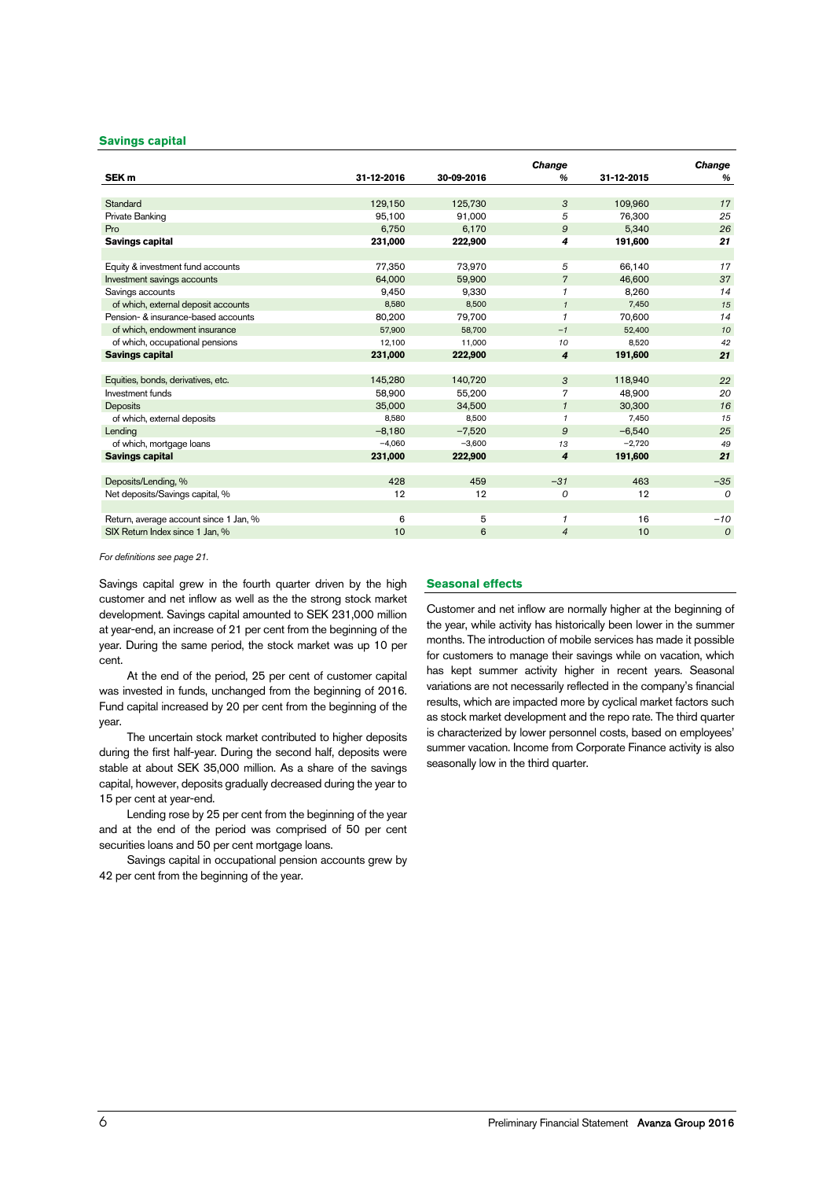## Savings capital

| SEK m | 31-12-2016 | 30-09-2016 | Change % | 31-12-2015 | Change % |
|---|---|---|---|---|---|
| Standard | 129,150 | 125,730 | 3 | 109,960 | 17 |
| Private Banking | 95,100 | 91,000 | 5 | 76,300 | 25 |
| Pro | 6,750 | 6,170 | 9 | 5,340 | 26 |
| **Savings capital** | **231,000** | **222,900** | **4** | **191,600** | **21** |
| | | | | | |
| Equity & investment fund accounts | 77,350 | 73,970 | 5 | 66,140 | 17 |
| Investment savings accounts | 64,000 | 59,900 | 7 | 46,600 | 37 |
| Savings accounts | 9,450 | 9,330 | 1 | 8,260 | 14 |
| of which, external deposit accounts | 8,580 | 8,500 | 1 | 7,450 | 15 |
| Pension- & insurance-based accounts | 80,200 | 79,700 | 1 | 70,600 | 14 |
| of which, endowment insurance | 57,900 | 58,700 | −1 | 52,400 | 10 |
| of which, occupational pensions | 12,100 | 11,000 | 10 | 8,520 | 42 |
| **Savings capital** | **231,000** | **222,900** | **4** | **191,600** | **21** |
| | | | | | |
| Equities, bonds, derivatives, etc. | 145,280 | 140,720 | 3 | 118,940 | 22 |
| Investment funds | 58,900 | 55,200 | 7 | 48,900 | 20 |
| Deposits | 35,000 | 34,500 | 1 | 30,300 | 16 |
| of which, external deposits | 8,580 | 8,500 | 1 | 7,450 | 15 |
| Lending | −8,180 | −7,520 | 9 | −6,540 | 25 |
| of which, mortgage loans | −4,060 | −3,600 | 13 | −2,720 | 49 |
| **Savings capital** | **231,000** | **222,900** | **4** | **191,600** | **21** |
| | | | | | |
| Deposits/Lending, % | 428 | 459 | −31 | 463 | −35 |
| Net deposits/Savings capital, % | 12 | 12 | 0 | 12 | 0 |
| | | | | | |
| Return, average account since 1 Jan, % | 6 | 5 | 1 | 16 | −10 |
| SIX Return Index since 1 Jan, % | 10 | 6 | 4 | 10 | 0 |

*For definitions see page 21.*

Savings capital grew in the fourth quarter driven by the high customer and net inflow as well as the the strong stock market development. Savings capital amounted to SEK 231,000 million at year-end, an increase of 21 per cent from the beginning of the year. During the same period, the stock market was up 10 per cent.

At the end of the period, 25 per cent of customer capital was invested in funds, unchanged from the beginning of 2016. Fund capital increased by 20 per cent from the beginning of the year.

The uncertain stock market contributed to higher deposits during the first half-year. During the second half, deposits were stable at about SEK 35,000 million. As a share of the savings capital, however, deposits gradually decreased during the year to 15 per cent at year-end.

Lending rose by 25 per cent from the beginning of the year and at the end of the period was comprised of 50 per cent securities loans and 50 per cent mortgage loans.

Savings capital in occupational pension accounts grew by 42 per cent from the beginning of the year.

## Seasonal effects

Customer and net inflow are normally higher at the beginning of the year, while activity has historically been lower in the summer months. The introduction of mobile services has made it possible for customers to manage their savings while on vacation, which has kept summer activity higher in recent years. Seasonal variations are not necessarily reflected in the company's financial results, which are impacted more by cyclical market factors such as stock market development and the repo rate. The third quarter is characterized by lower personnel costs, based on employees' summer vacation. Income from Corporate Finance activity is also seasonally low in the third quarter.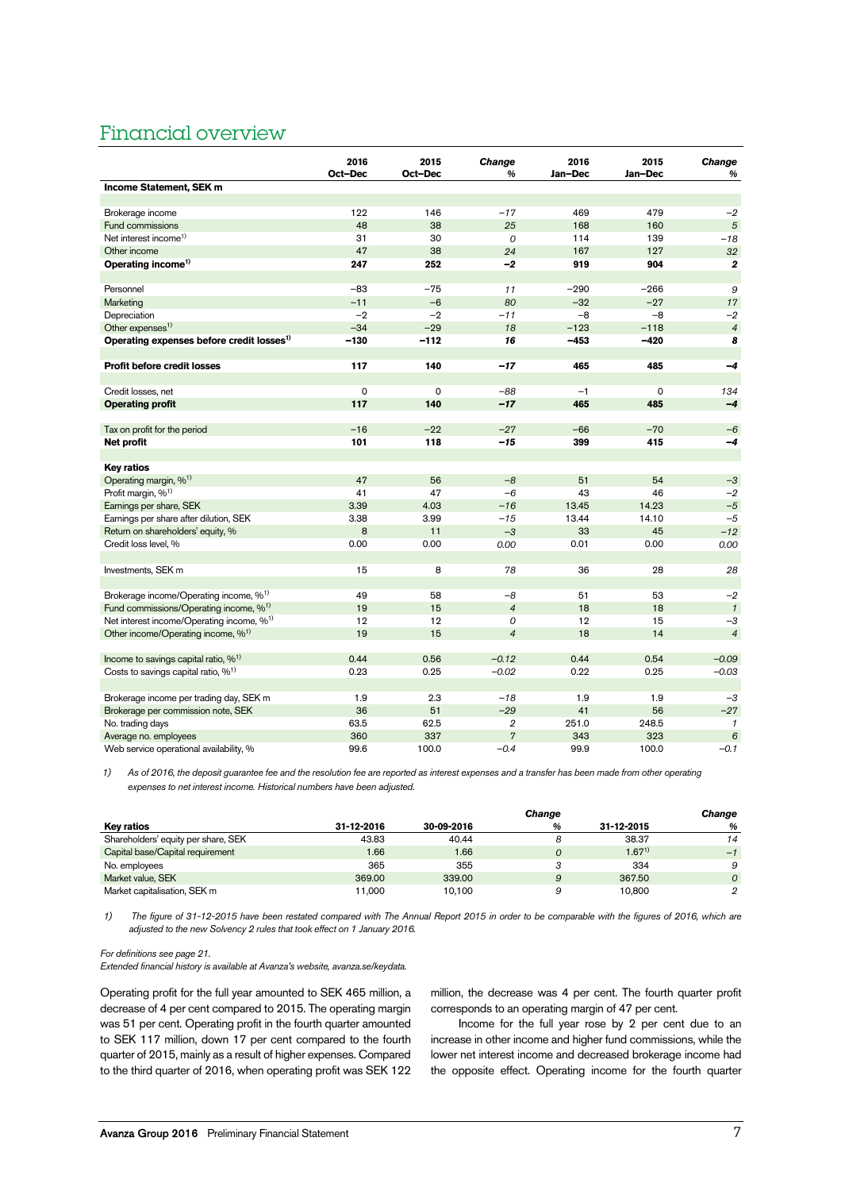# Financial overview

| | 2016 Oct–Dec | 2015 Oct–Dec | *Change %* | 2016 Jan–Dec | 2015 Jan–Dec | *Change %* |
|---|---|---|---|---|---|---|
| **Income Statement, SEK m** | | | | | | |
| Brokerage income | 122 | 146 | *–17* | 469 | 479 | *–2* |
| Fund commissions | 48 | 38 | *25* | 168 | 160 | *5* |
| Net interest income[1] | 31 | 30 | *0* | 114 | 139 | *–18* |
| Other income | 47 | 38 | *24* | 167 | 127 | *32* |
| **Operating income[1]** | **247** | **252** | ***–2*** | **919** | **904** | ***2*** |
| Personnel | –83 | –75 | *11* | –290 | –266 | *9* |
| Marketing | –11 | –6 | *80* | –32 | –27 | *17* |
| Depreciation | –2 | –2 | *–11* | –8 | –8 | *–2* |
| Other expenses[1] | –34 | –29 | *18* | –123 | –118 | *4* |
| **Operating expenses before credit losses[1]** | **–130** | **–112** | ***16*** | **–453** | **–420** | ***8*** |
| **Profit before credit losses** | **117** | **140** | ***–17*** | **465** | **485** | ***–4*** |
| Credit losses, net | 0 | 0 | *–88* | –1 | 0 | *134* |
| **Operating profit** | **117** | **140** | ***–17*** | **465** | **485** | ***–4*** |
| Tax on profit for the period | –16 | –22 | *–27* | –66 | –70 | *–6* |
| **Net profit** | **101** | **118** | ***–15*** | **399** | **415** | ***–4*** |
| **Key ratios** | | | | | | |
| Operating margin, %[1] | 47 | 56 | *–8* | 51 | 54 | *–3* |
| Profit margin, %[1] | 41 | 47 | *–6* | 43 | 46 | *–2* |
| Earnings per share, SEK | 3.39 | 4.03 | *–16* | 13.45 | 14.23 | *–5* |
| Earnings per share after dilution, SEK | 3.38 | 3.99 | *–15* | 13.44 | 14.10 | *–5* |
| Return on shareholders' equity, % | 8 | 11 | *–3* | 33 | 45 | *–12* |
| Credit loss level, % | 0.00 | 0.00 | *0.00* | 0.01 | 0.00 | *0.00* |
| Investments, SEK m | 15 | 8 | *78* | 36 | 28 | *28* |
| Brokerage income/Operating income, %[1] | 49 | 58 | *–8* | 51 | 53 | *–2* |
| Fund commissions/Operating income, %[1] | 19 | 15 | *4* | 18 | 18 | *1* |
| Net interest income/Operating income, %[1] | 12 | 12 | *0* | 12 | 15 | *–3* |
| Other income/Operating income, %[1] | 19 | 15 | *4* | 18 | 14 | *4* |
| Income to savings capital ratio, %[1] | 0.44 | 0.56 | *–0.12* | 0.44 | 0.54 | *–0.09* |
| Costs to savings capital ratio, %[1] | 0.23 | 0.25 | *–0.02* | 0.22 | 0.25 | *–0.03* |
| Brokerage income per trading day, SEK m | 1.9 | 2.3 | *–18* | 1.9 | 1.9 | *–3* |
| Brokerage per commission note, SEK | 36 | 51 | *–29* | 41 | 56 | *–27* |
| No. trading days | 63.5 | 62.5 | *2* | 251.0 | 248.5 | *1* |
| Average no. employees | 360 | 337 | *7* | 343 | 323 | *6* |
| Web service operational availability, % | 99.6 | 100.0 | *–0.4* | 99.9 | 100.0 | *–0.1* |

1) *As of 2016, the deposit guarantee fee and the resolution fee are reported as interest expenses and a transfer has been made from other operating expenses to net interest income. Historical numbers have been adjusted.*

| **Key ratios** | 31-12-2016 | 30-09-2016 | *Change %* | 31-12-2015 | *Change %* |
|---|---|---|---|---|---|
| Shareholders' equity per share, SEK | 43.83 | 40.44 | *8* | 38.37 | *14* |
| Capital base/Capital requirement | 1.66 | 1.66 | *0* | 1.67[1] | *–1* |
| No. employees | 365 | 355 | *3* | 334 | *9* |
| Market value, SEK | 369.00 | 339.00 | *9* | 367.50 | *0* |
| Market capitalisation, SEK m | 11,000 | 10,100 | *9* | 10,800 | *2* |

1) *The figure of 31-12-2015 have been restated compared with The Annual Report 2015 in order to be comparable with the figures of 2016, which are adjusted to the new Solvency 2 rules that took effect on 1 January 2016.*

*For definitions see page 21.*
*Extended financial history is available at Avanza's website, avanza.se/keydata.*

Operating profit for the full year amounted to SEK 465 million, a decrease of 4 per cent compared to 2015. The operating margin was 51 per cent. Operating profit in the fourth quarter amounted to SEK 117 million, down 17 per cent compared to the fourth quarter of 2015, mainly as a result of higher expenses. Compared to the third quarter of 2016, when operating profit was SEK 122 million, the decrease was 4 per cent. The fourth quarter profit corresponds to an operating margin of 47 per cent.

Income for the full year rose by 2 per cent due to an increase in other income and higher fund commissions, while the lower net interest income and decreased brokerage income had the opposite effect. Operating income for the fourth quarter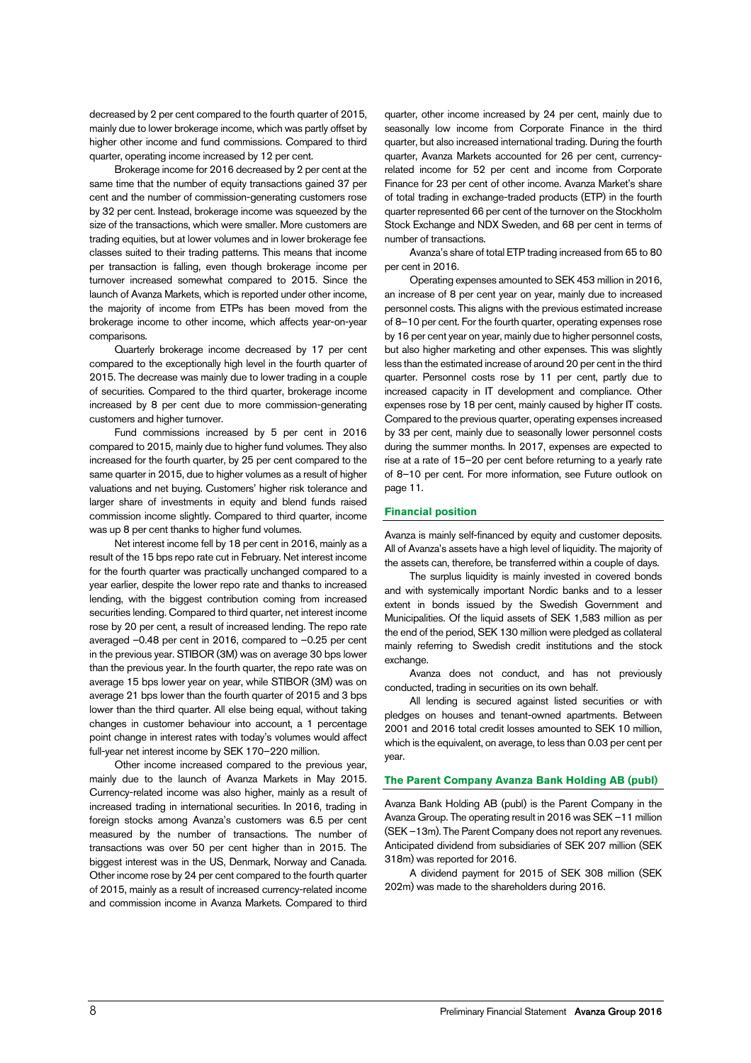decreased by 2 per cent compared to the fourth quarter of 2015, mainly due to lower brokerage income, which was partly offset by higher other income and fund commissions. Compared to third quarter, operating income increased by 12 per cent.

Brokerage income for 2016 decreased by 2 per cent at the same time that the number of equity transactions gained 37 per cent and the number of commission-generating customers rose by 32 per cent. Instead, brokerage income was squeezed by the size of the transactions, which were smaller. More customers are trading equities, but at lower volumes and in lower brokerage fee classes suited to their trading patterns. This means that income per transaction is falling, even though brokerage income per turnover increased somewhat compared to 2015. Since the launch of Avanza Markets, which is reported under other income, the majority of income from ETPs has been moved from the brokerage income to other income, which affects year-on-year comparisons.

Quarterly brokerage income decreased by 17 per cent compared to the exceptionally high level in the fourth quarter of 2015. The decrease was mainly due to lower trading in a couple of securities. Compared to the third quarter, brokerage income increased by 8 per cent due to more commission-generating customers and higher turnover.

Fund commissions increased by 5 per cent in 2016 compared to 2015, mainly due to higher fund volumes. They also increased for the fourth quarter, by 25 per cent compared to the same quarter in 2015, due to higher volumes as a result of higher valuations and net buying. Customers' higher risk tolerance and larger share of investments in equity and blend funds raised commission income slightly. Compared to third quarter, income was up 8 per cent thanks to higher fund volumes.

Net interest income fell by 18 per cent in 2016, mainly as a result of the 15 bps repo rate cut in February. Net interest income for the fourth quarter was practically unchanged compared to a year earlier, despite the lower repo rate and thanks to increased lending, with the biggest contribution coming from increased securities lending. Compared to third quarter, net interest income rose by 20 per cent, a result of increased lending. The repo rate averaged –0.48 per cent in 2016, compared to –0.25 per cent in the previous year. STIBOR (3M) was on average 30 bps lower than the previous year. In the fourth quarter, the repo rate was on average 15 bps lower year on year, while STIBOR (3M) was on average 21 bps lower than the fourth quarter of 2015 and 3 bps lower than the third quarter. All else being equal, without taking changes in customer behaviour into account, a 1 percentage point change in interest rates with today's volumes would affect full-year net interest income by SEK 170–220 million.

Other income increased compared to the previous year, mainly due to the launch of Avanza Markets in May 2015. Currency-related income was also higher, mainly as a result of increased trading in international securities. In 2016, trading in foreign stocks among Avanza's customers was 6.5 per cent measured by the number of transactions. The number of transactions was over 50 per cent higher than in 2015. The biggest interest was in the US, Denmark, Norway and Canada. Other income rose by 24 per cent compared to the fourth quarter of 2015, mainly as a result of increased currency-related income and commission income in Avanza Markets. Compared to third quarter, other income increased by 24 per cent, mainly due to seasonally low income from Corporate Finance in the third quarter, but also increased international trading. During the fourth quarter, Avanza Markets accounted for 26 per cent, currency-related income for 52 per cent and income from Corporate Finance for 23 per cent of other income. Avanza Market's share of total trading in exchange-traded products (ETP) in the fourth quarter represented 66 per cent of the turnover on the Stockholm Stock Exchange and NDX Sweden, and 68 per cent in terms of number of transactions.

Avanza's share of total ETP trading increased from 65 to 80 per cent in 2016.

Operating expenses amounted to SEK 453 million in 2016, an increase of 8 per cent year on year, mainly due to increased personnel costs. This aligns with the previous estimated increase of 8–10 per cent. For the fourth quarter, operating expenses rose by 16 per cent year on year, mainly due to higher personnel costs, but also higher marketing and other expenses. This was slightly less than the estimated increase of around 20 per cent in the third quarter. Personnel costs rose by 11 per cent, partly due to increased capacity in IT development and compliance. Other expenses rose by 18 per cent, mainly caused by higher IT costs. Compared to the previous quarter, operating expenses increased by 33 per cent, mainly due to seasonally lower personnel costs during the summer months. In 2017, expenses are expected to rise at a rate of 15–20 per cent before returning to a yearly rate of 8–10 per cent. For more information, see Future outlook on page 11.

## Financial position

Avanza is mainly self-financed by equity and customer deposits. All of Avanza's assets have a high level of liquidity. The majority of the assets can, therefore, be transferred within a couple of days.

The surplus liquidity is mainly invested in covered bonds and with systemically important Nordic banks and to a lesser extent in bonds issued by the Swedish Government and Municipalities. Of the liquid assets of SEK 1,583 million as per the end of the period, SEK 130 million were pledged as collateral mainly referring to Swedish credit institutions and the stock exchange.

Avanza does not conduct, and has not previously conducted, trading in securities on its own behalf.

All lending is secured against listed securities or with pledges on houses and tenant-owned apartments. Between 2001 and 2016 total credit losses amounted to SEK 10 million, which is the equivalent, on average, to less than 0.03 per cent per year.

## The Parent Company Avanza Bank Holding AB (publ)

Avanza Bank Holding AB (publ) is the Parent Company in the Avanza Group. The operating result in 2016 was SEK –11 million (SEK –13m). The Parent Company does not report any revenues. Anticipated dividend from subsidiaries of SEK 207 million (SEK 318m) was reported for 2016.

A dividend payment for 2015 of SEK 308 million (SEK 202m) was made to the shareholders during 2016.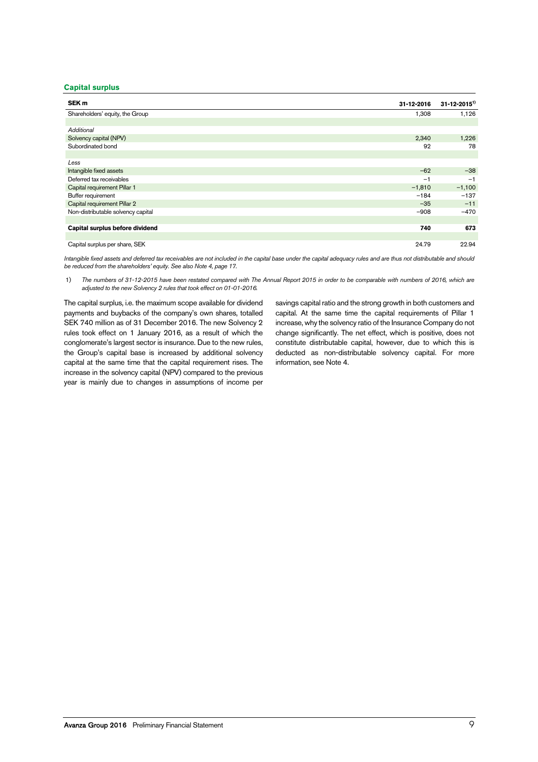## Capital surplus

| SEK m | 31-12-2016 | 31-12-2015[1] |
|---|---|---|
| Shareholders' equity, the Group | 1,308 | 1,126 |
| | | |
| *Additional* | | |
| Solvency capital (NPV) | 2,340 | 1,226 |
| Subordinated bond | 92 | 78 |
| | | |
| *Less* | | |
| Intangible fixed assets | −62 | −38 |
| Deferred tax receivables | −1 | −1 |
| Capital requirement Pillar 1 | −1,810 | −1,100 |
| Buffer requirement | −184 | −137 |
| Capital requirement Pillar 2 | −35 | −11 |
| Non-distributable solvency capital | −908 | −470 |
| | | |
| **Capital surplus before dividend** | **740** | **673** |
| | | |
| Capital surplus per share, SEK | 24.79 | 22.94 |

*Intangible fixed assets and deferred tax receivables are not included in the capital base under the capital adequacy rules and are thus not distributable and should be reduced from the shareholders' equity. See also Note 4, page 17.*

1) *The numbers of 31-12-2015 have been restated compared with The Annual Report 2015 in order to be comparable with numbers of 2016, which are adjusted to the new Solvency 2 rules that took effect on 01-01-2016.*

The capital surplus, i.e. the maximum scope available for dividend payments and buybacks of the company's own shares, totalled SEK 740 million as of 31 December 2016. The new Solvency 2 rules took effect on 1 January 2016, as a result of which the conglomerate's largest sector is insurance. Due to the new rules, the Group's capital base is increased by additional solvency capital at the same time that the capital requirement rises. The increase in the solvency capital (NPV) compared to the previous year is mainly due to changes in assumptions of income per savings capital ratio and the strong growth in both customers and capital. At the same time the capital requirements of Pillar 1 increase, why the solvency ratio of the Insurance Company do not change significantly. The net effect, which is positive, does not constitute distributable capital, however, due to which this is deducted as non-distributable solvency capital. For more information, see Note 4.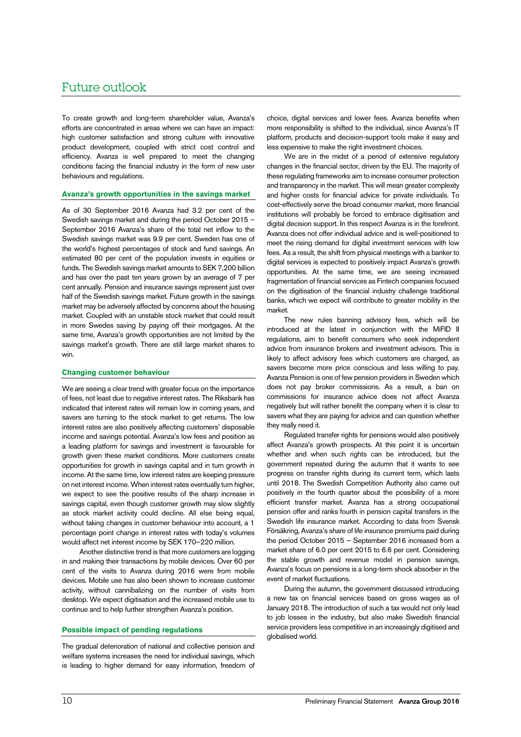# Future outlook

To create growth and long-term shareholder value, Avanza's efforts are concentrated in areas where we can have an impact: high customer satisfaction and strong culture with innovative product development, coupled with strict cost control and efficiency. Avanza is well prepared to meet the changing conditions facing the financial industry in the form of new user behaviours and regulations.

## Avanza's growth opportunities in the savings market

As of 30 September 2016 Avanza had 3.2 per cent of the Swedish savings market and during the period October 2015 – September 2016 Avanza's share of the total net inflow to the Swedish savings market was 9.9 per cent. Sweden has one of the world's highest percentages of stock and fund savings. An estimated 80 per cent of the population invests in equities or funds. The Swedish savings market amounts to SEK 7,200 billion and has over the past ten years grown by an average of 7 per cent annually. Pension and insurance savings represent just over half of the Swedish savings market. Future growth in the savings market may be adversely affected by concerns about the housing market. Coupled with an unstable stock market that could result in more Swedes saving by paying off their mortgages. At the same time, Avanza's growth opportunities are not limited by the savings market's growth. There are still large market shares to win.

## Changing customer behaviour

We are seeing a clear trend with greater focus on the importance of fees, not least due to negative interest rates. The Riksbank has indicated that interest rates will remain low in coming years, and savers are turning to the stock market to get returns. The low interest rates are also positively affecting customers' disposable income and savings potential. Avanza's low fees and position as a leading platform for savings and investment is favourable for growth given these market conditions. More customers create opportunities for growth in savings capital and in turn growth in income. At the same time, low interest rates are keeping pressure on net interest income. When interest rates eventually turn higher, we expect to see the positive results of the sharp increase in savings capital, even though customer growth may slow slightly as stock market activity could decline. All else being equal, without taking changes in customer behaviour into account, a 1 percentage point change in interest rates with today's volumes would affect net interest income by SEK 170–220 million.

Another distinctive trend is that more customers are logging in and making their transactions by mobile devices. Over 60 per cent of the visits to Avanza during 2016 were from mobile devices. Mobile use has also been shown to increase customer activity, without cannibalizing on the number of visits from desktop. We expect digitisation and the increased mobile use to continue and to help further strengthen Avanza's position.

## Possible impact of pending regulations

The gradual deterioration of national and collective pension and welfare systems increases the need for individual savings, which is leading to higher demand for easy information, freedom of choice, digital services and lower fees. Avanza benefits when more responsibility is shifted to the individual, since Avanza's IT platform, products and decision-support tools make it easy and less expensive to make the right investment choices.

We are in the midst of a period of extensive regulatory changes in the financial sector, driven by the EU. The majority of these regulating frameworks aim to increase consumer protection and transparency in the market. This will mean greater complexity and higher costs for financial advice for private individuals. To cost-effectively serve the broad consumer market, more financial institutions will probably be forced to embrace digitisation and digital decision support. In this respect Avanza is in the forefront. Avanza does not offer individual advice and is well-positioned to meet the rising demand for digital investment services with low fees. As a result, the shift from physical meetings with a banker to digital services is expected to positively impact Avanza's growth opportunities. At the same time, we are seeing increased fragmentation of financial services as Fintech companies focused on the digitisation of the financial industry challenge traditional banks, which we expect will contribute to greater mobility in the market.

The new rules banning advisory fees, which will be introduced at the latest in conjunction with the MiFID II regulations, aim to benefit consumers who seek independent advice from insurance brokers and investment advisors. This is likely to affect advisory fees which customers are charged, as savers become more price conscious and less willing to pay. Avanza Pension is one of few pension providers in Sweden which does not pay broker commissions. As a result, a ban on commissions for insurance advice does not affect Avanza negatively but will rather benefit the company when it is clear to savers what they are paying for advice and can question whether they really need it.

Regulated transfer rights for pensions would also positively affect Avanza's growth prospects. At this point it is uncertain whether and when such rights can be introduced, but the government repeated during the autumn that it wants to see progress on transfer rights during its current term, which lasts until 2018. The Swedish Competition Authority also came out positively in the fourth quarter about the possibility of a more efficient transfer market. Avanza has a strong occupational pension offer and ranks fourth in pension capital transfers in the Swedish life insurance market. According to data from Svensk Försäkring, Avanza's share of life insurance premiums paid during the period October 2015 – September 2016 increased from a market share of 6.0 per cent 2015 to 6.6 per cent. Considering the stable growth and revenue model in pension savings, Avanza's focus on pensions is a long-term shock absorber in the event of market fluctuations.

During the autumn, the government discussed introducing a new tax on financial services based on gross wages as of January 2018. The introduction of such a tax would not only lead to job losses in the industry, but also make Swedish financial service providers less competitive in an increasingly digitised and globalised world.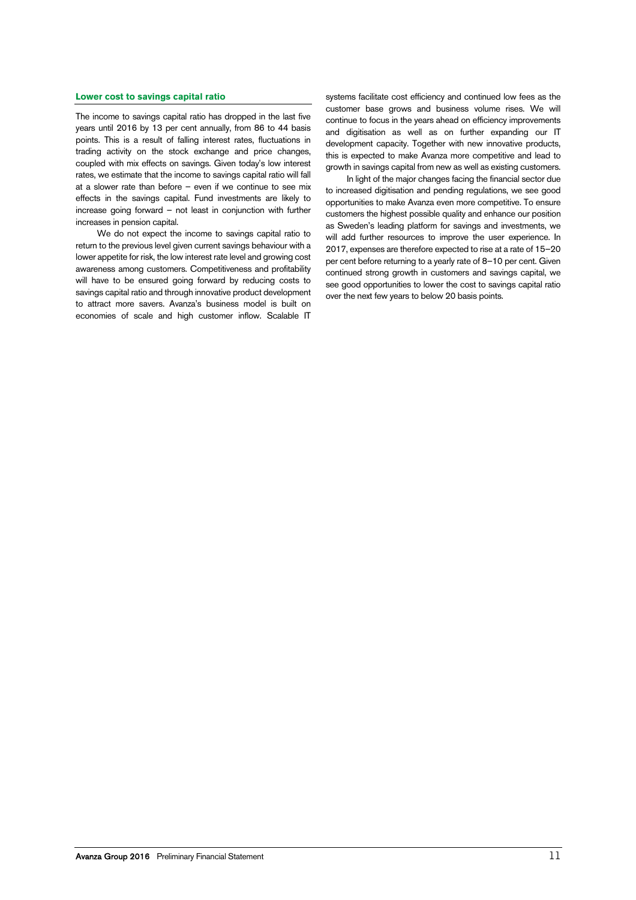### Lower cost to savings capital ratio

The income to savings capital ratio has dropped in the last five years until 2016 by 13 per cent annually, from 86 to 44 basis points. This is a result of falling interest rates, fluctuations in trading activity on the stock exchange and price changes, coupled with mix effects on savings. Given today's low interest rates, we estimate that the income to savings capital ratio will fall at a slower rate than before – even if we continue to see mix effects in the savings capital. Fund investments are likely to increase going forward – not least in conjunction with further increases in pension capital.

We do not expect the income to savings capital ratio to return to the previous level given current savings behaviour with a lower appetite for risk, the low interest rate level and growing cost awareness among customers. Competitiveness and profitability will have to be ensured going forward by reducing costs to savings capital ratio and through innovative product development to attract more savers. Avanza's business model is built on economies of scale and high customer inflow. Scalable IT systems facilitate cost efficiency and continued low fees as the customer base grows and business volume rises. We will continue to focus in the years ahead on efficiency improvements and digitisation as well as on further expanding our IT development capacity. Together with new innovative products, this is expected to make Avanza more competitive and lead to growth in savings capital from new as well as existing customers.

In light of the major changes facing the financial sector due to increased digitisation and pending regulations, we see good opportunities to make Avanza even more competitive. To ensure customers the highest possible quality and enhance our position as Sweden's leading platform for savings and investments, we will add further resources to improve the user experience. In 2017, expenses are therefore expected to rise at a rate of 15–20 per cent before returning to a yearly rate of 8–10 per cent. Given continued strong growth in customers and savings capital, we see good opportunities to lower the cost to savings capital ratio over the next few years to below 20 basis points.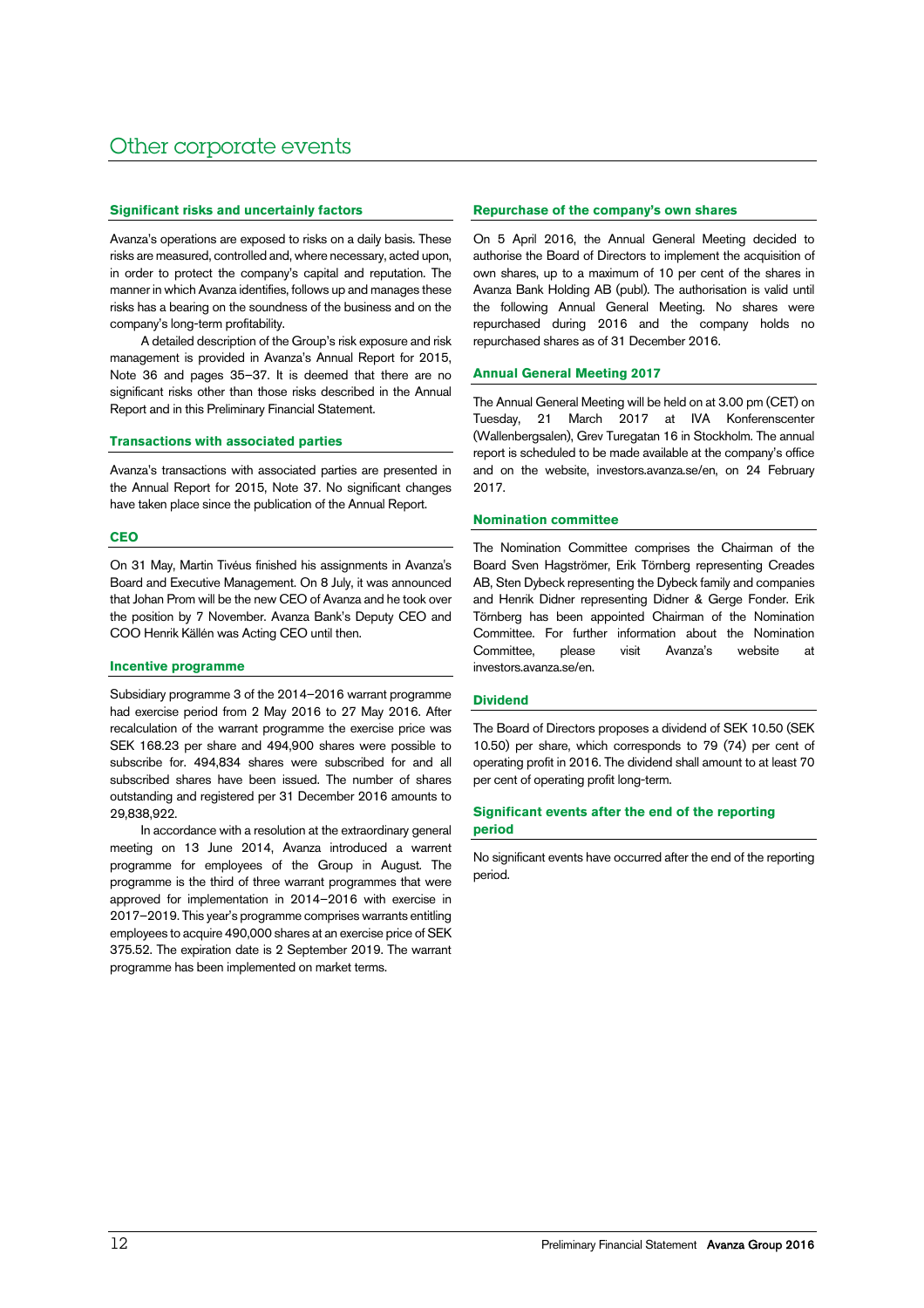# Other corporate events

## Significant risks and uncertainly factors

Avanza's operations are exposed to risks on a daily basis. These risks are measured, controlled and, where necessary, acted upon, in order to protect the company's capital and reputation. The manner in which Avanza identifies, follows up and manages these risks has a bearing on the soundness of the business and on the company's long-term profitability.

A detailed description of the Group's risk exposure and risk management is provided in Avanza's Annual Report for 2015, Note 36 and pages 35–37. It is deemed that there are no significant risks other than those risks described in the Annual Report and in this Preliminary Financial Statement.

## Transactions with associated parties

Avanza's transactions with associated parties are presented in the Annual Report for 2015, Note 37. No significant changes have taken place since the publication of the Annual Report.

## CEO

On 31 May, Martin Tivéus finished his assignments in Avanza's Board and Executive Management. On 8 July, it was announced that Johan Prom will be the new CEO of Avanza and he took over the position by 7 November. Avanza Bank's Deputy CEO and COO Henrik Källén was Acting CEO until then.

## Incentive programme

Subsidiary programme 3 of the 2014–2016 warrant programme had exercise period from 2 May 2016 to 27 May 2016. After recalculation of the warrant programme the exercise price was SEK 168.23 per share and 494,900 shares were possible to subscribe for. 494,834 shares were subscribed for and all subscribed shares have been issued. The number of shares outstanding and registered per 31 December 2016 amounts to 29,838,922.

In accordance with a resolution at the extraordinary general meeting on 13 June 2014, Avanza introduced a warrent programme for employees of the Group in August. The programme is the third of three warrant programmes that were approved for implementation in 2014–2016 with exercise in 2017–2019. This year's programme comprises warrants entitling employees to acquire 490,000 shares at an exercise price of SEK 375.52. The expiration date is 2 September 2019. The warrant programme has been implemented on market terms.

## Repurchase of the company's own shares

On 5 April 2016, the Annual General Meeting decided to authorise the Board of Directors to implement the acquisition of own shares, up to a maximum of 10 per cent of the shares in Avanza Bank Holding AB (publ). The authorisation is valid until the following Annual General Meeting. No shares were repurchased during 2016 and the company holds no repurchased shares as of 31 December 2016.

## Annual General Meeting 2017

The Annual General Meeting will be held on at 3.00 pm (CET) on Tuesday, 21 March 2017 at IVA Konferenscenter (Wallenbergsalen), Grev Turegatan 16 in Stockholm. The annual report is scheduled to be made available at the company's office and on the website, investors.avanza.se/en, on 24 February 2017.

## Nomination committee

The Nomination Committee comprises the Chairman of the Board Sven Hagströmer, Erik Törnberg representing Creades AB, Sten Dybeck representing the Dybeck family and companies and Henrik Didner representing Didner & Gerge Fonder. Erik Törnberg has been appointed Chairman of the Nomination Committee. For further information about the Nomination Committee, please visit Avanza's website at investors.avanza.se/en.

## Dividend

The Board of Directors proposes a dividend of SEK 10.50 (SEK 10.50) per share, which corresponds to 79 (74) per cent of operating profit in 2016. The dividend shall amount to at least 70 per cent of operating profit long-term.

## Significant events after the end of the reporting period

No significant events have occurred after the end of the reporting period.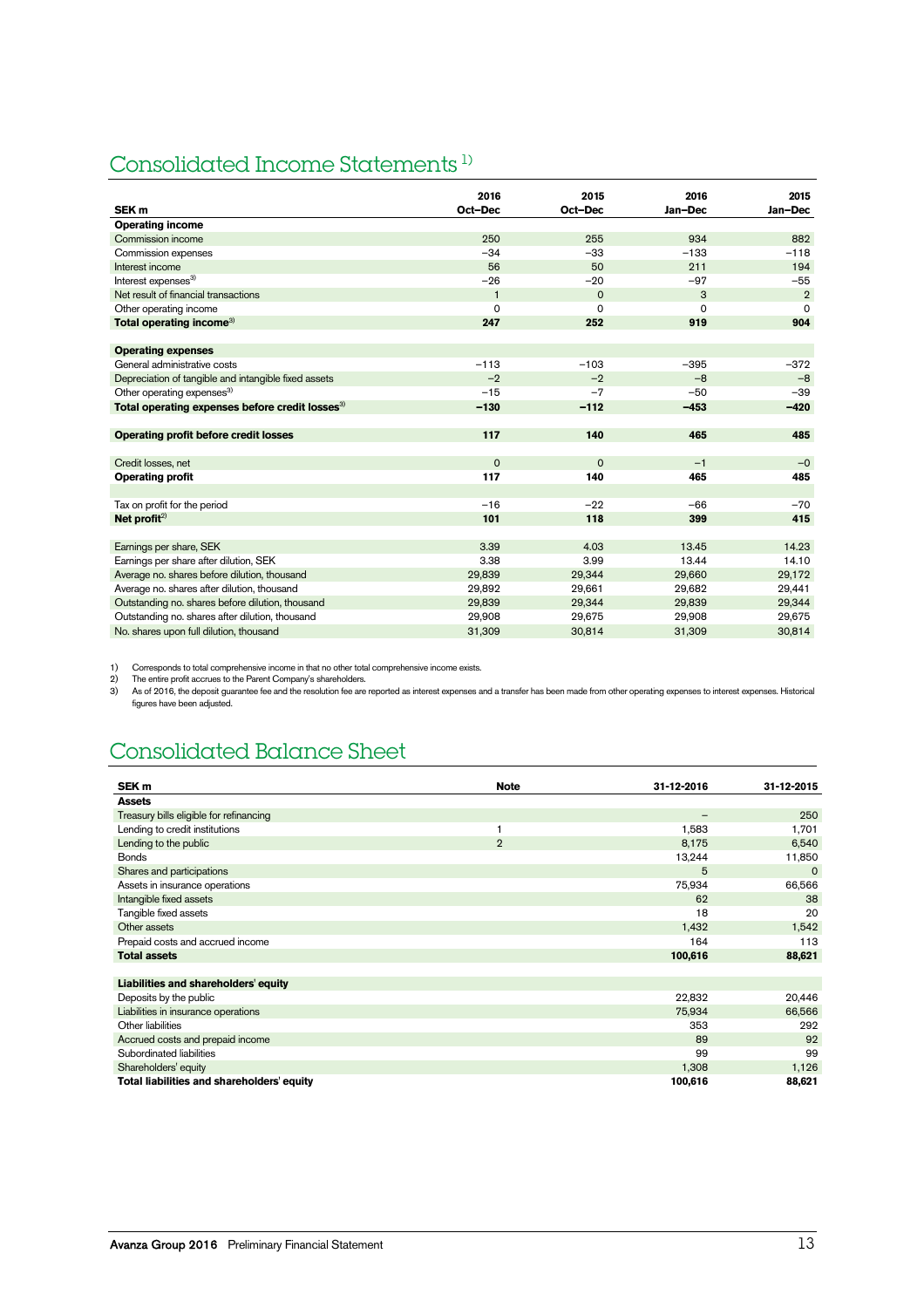# Consolidated Income Statements [1]

| SEK m | 2016 Oct–Dec | 2015 Oct–Dec | 2016 Jan–Dec | 2015 Jan–Dec |
|---|---|---|---|---|
| **Operating income** | | | | |
| Commission income | 250 | 255 | 934 | 882 |
| Commission expenses | –34 | –33 | –133 | –118 |
| Interest income | 56 | 50 | 211 | 194 |
| Interest expenses[3] | –26 | –20 | –97 | –55 |
| Net result of financial transactions | 1 | 0 | 3 | 2 |
| Other operating income | 0 | 0 | 0 | 0 |
| **Total operating income[3]** | **247** | **252** | **919** | **904** |
| | | | | |
| **Operating expenses** | | | | |
| General administrative costs | –113 | –103 | –395 | –372 |
| Depreciation of tangible and intangible fixed assets | –2 | –2 | –8 | –8 |
| Other operating expenses[3] | –15 | –7 | –50 | –39 |
| **Total operating expenses before credit losses[3]** | **–130** | **–112** | **–453** | **–420** |
| | | | | |
| **Operating profit before credit losses** | **117** | **140** | **465** | **485** |
| | | | | |
| Credit losses, net | 0 | 0 | –1 | –0 |
| **Operating profit** | **117** | **140** | **465** | **485** |
| | | | | |
| Tax on profit for the period | –16 | –22 | –66 | –70 |
| **Net profit[2]** | **101** | **118** | **399** | **415** |
| | | | | |
| Earnings per share, SEK | 3.39 | 4.03 | 13.45 | 14.23 |
| Earnings per share after dilution, SEK | 3.38 | 3.99 | 13.44 | 14.10 |
| Average no. shares before dilution, thousand | 29,839 | 29,344 | 29,660 | 29,172 |
| Average no. shares after dilution, thousand | 29,892 | 29,661 | 29,682 | 29,441 |
| Outstanding no. shares before dilution, thousand | 29,839 | 29,344 | 29,839 | 29,344 |
| Outstanding no. shares after dilution, thousand | 29,908 | 29,675 | 29,908 | 29,675 |
| No. shares upon full dilution, thousand | 31,309 | 30,814 | 31,309 | 30,814 |

1) Corresponds to total comprehensive income in that no other total comprehensive income exists.
2) The entire profit accrues to the Parent Company's shareholders.
3) As of 2016, the deposit guarantee fee and the resolution fee are reported as interest expenses and a transfer has been made from other operating expenses to interest expenses. Historical figures have been adjusted.

# Consolidated Balance Sheet

| SEK m | Note | 31-12-2016 | 31-12-2015 |
|---|---|---|---|
| **Assets** | | | |
| Treasury bills eligible for refinancing | | – | 250 |
| Lending to credit institutions | 1 | 1,583 | 1,701 |
| Lending to the public | 2 | 8,175 | 6,540 |
| Bonds | | 13,244 | 11,850 |
| Shares and participations | | 5 | 0 |
| Assets in insurance operations | | 75,934 | 66,566 |
| Intangible fixed assets | | 62 | 38 |
| Tangible fixed assets | | 18 | 20 |
| Other assets | | 1,432 | 1,542 |
| Prepaid costs and accrued income | | 164 | 113 |
| **Total assets** | | **100,616** | **88,621** |
| | | | |
| **Liabilities and shareholders' equity** | | | |
| Deposits by the public | | 22,832 | 20,446 |
| Liabilities in insurance operations | | 75,934 | 66,566 |
| Other liabilities | | 353 | 292 |
| Accrued costs and prepaid income | | 89 | 92 |
| Subordinated liabilities | | 99 | 99 |
| Shareholders' equity | | 1,308 | 1,126 |
| **Total liabilities and shareholders' equity** | | **100,616** | **88,621** |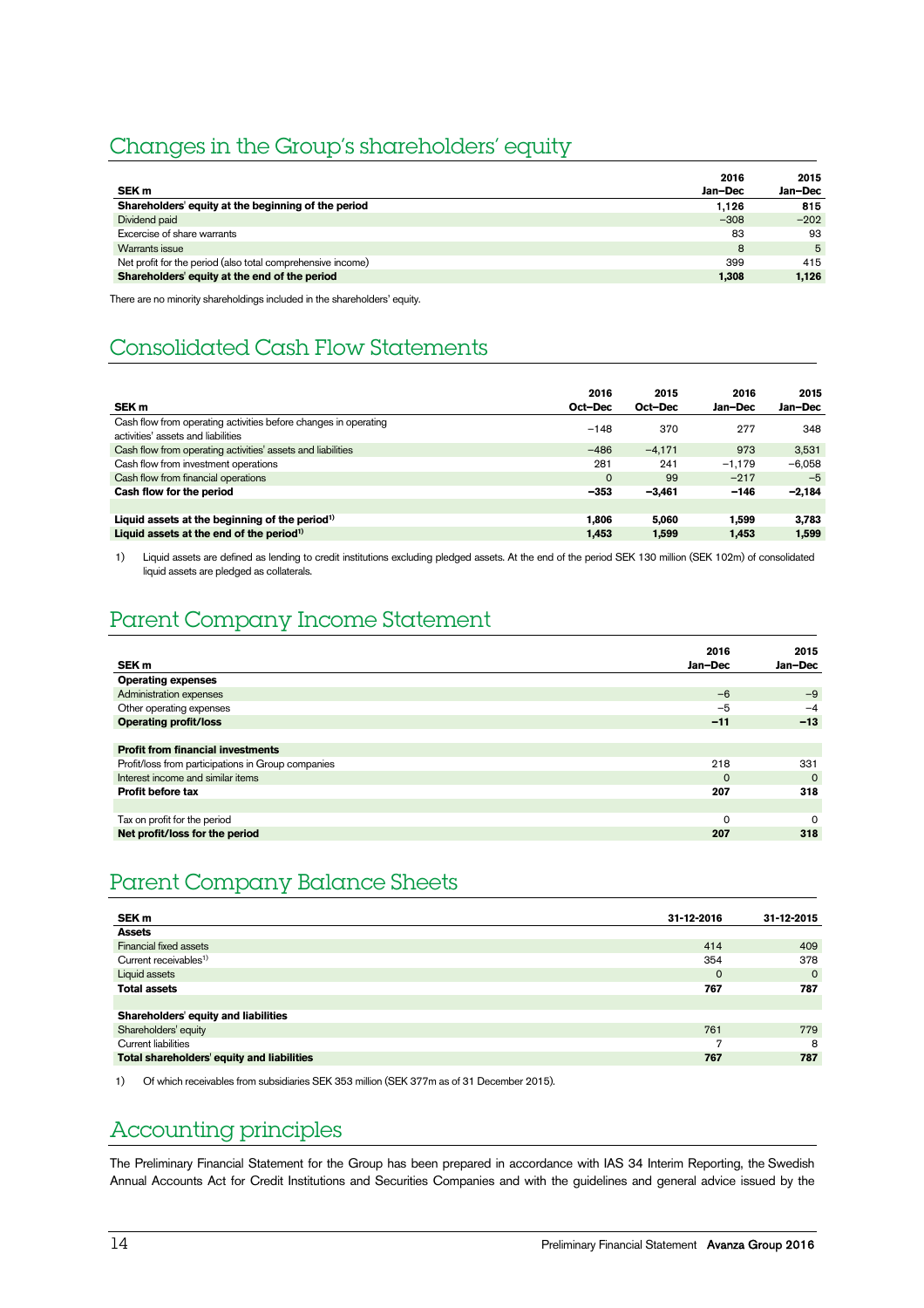# Changes in the Group's shareholders' equity

| SEK m | 2016 Jan–Dec | 2015 Jan–Dec |
|---|---|---|
| **Shareholders' equity at the beginning of the period** | **1,126** | **815** |
| Dividend paid | –308 | –202 |
| Excercise of share warrants | 83 | 93 |
| Warrants issue | 8 | 5 |
| Net profit for the period (also total comprehensive income) | 399 | 415 |
| **Shareholders' equity at the end of the period** | **1,308** | **1,126** |

There are no minority shareholdings included in the shareholders' equity.

# Consolidated Cash Flow Statements

| SEK m | 2016 Oct–Dec | 2015 Oct–Dec | 2016 Jan–Dec | 2015 Jan–Dec |
|---|---|---|---|---|
| Cash flow from operating activities before changes in operating activities' assets and liabilities | –148 | 370 | 277 | 348 |
| Cash flow from operating activities' assets and liabilities | –486 | –4,171 | 973 | 3,531 |
| Cash flow from investment operations | 281 | 241 | –1,179 | –6,058 |
| Cash flow from financial operations | 0 | 99 | –217 | –5 |
| **Cash flow for the period** | **–353** | **–3,461** | **–146** | **–2,184** |
| | | | | |
| **Liquid assets at the beginning of the period[1)]** | **1,806** | **5,060** | **1,599** | **3,783** |
| **Liquid assets at the end of the period[1)]** | **1,453** | **1,599** | **1,453** | **1,599** |

1) Liquid assets are defined as lending to credit institutions excluding pledged assets. At the end of the period SEK 130 million (SEK 102m) of consolidated liquid assets are pledged as collaterals.

# Parent Company Income Statement

| SEK m | 2016 Jan–Dec | 2015 Jan–Dec |
|---|---|---|
| **Operating expenses** | | |
| Administration expenses | –6 | –9 |
| Other operating expenses | –5 | –4 |
| **Operating profit/loss** | **–11** | **–13** |
| | | |
| **Profit from financial investments** | | |
| Profit/loss from participations in Group companies | 218 | 331 |
| Interest income and similar items | 0 | 0 |
| **Profit before tax** | **207** | **318** |
| | | |
| Tax on profit for the period | 0 | 0 |
| **Net profit/loss for the period** | **207** | **318** |

# Parent Company Balance Sheets

| SEK m | 31-12-2016 | 31-12-2015 |
|---|---|---|
| **Assets** | | |
| Financial fixed assets | 414 | 409 |
| Current receivables[1)] | 354 | 378 |
| Liquid assets | 0 | 0 |
| **Total assets** | **767** | **787** |
| | | |
| **Shareholders' equity and liabilities** | | |
| Shareholders' equity | 761 | 779 |
| Current liabilities | 7 | 8 |
| **Total shareholders' equity and liabilities** | **767** | **787** |

1) Of which receivables from subsidiaries SEK 353 million (SEK 377m as of 31 December 2015).

# Accounting principles

The Preliminary Financial Statement for the Group has been prepared in accordance with IAS 34 Interim Reporting, the Swedish Annual Accounts Act for Credit Institutions and Securities Companies and with the guidelines and general advice issued by the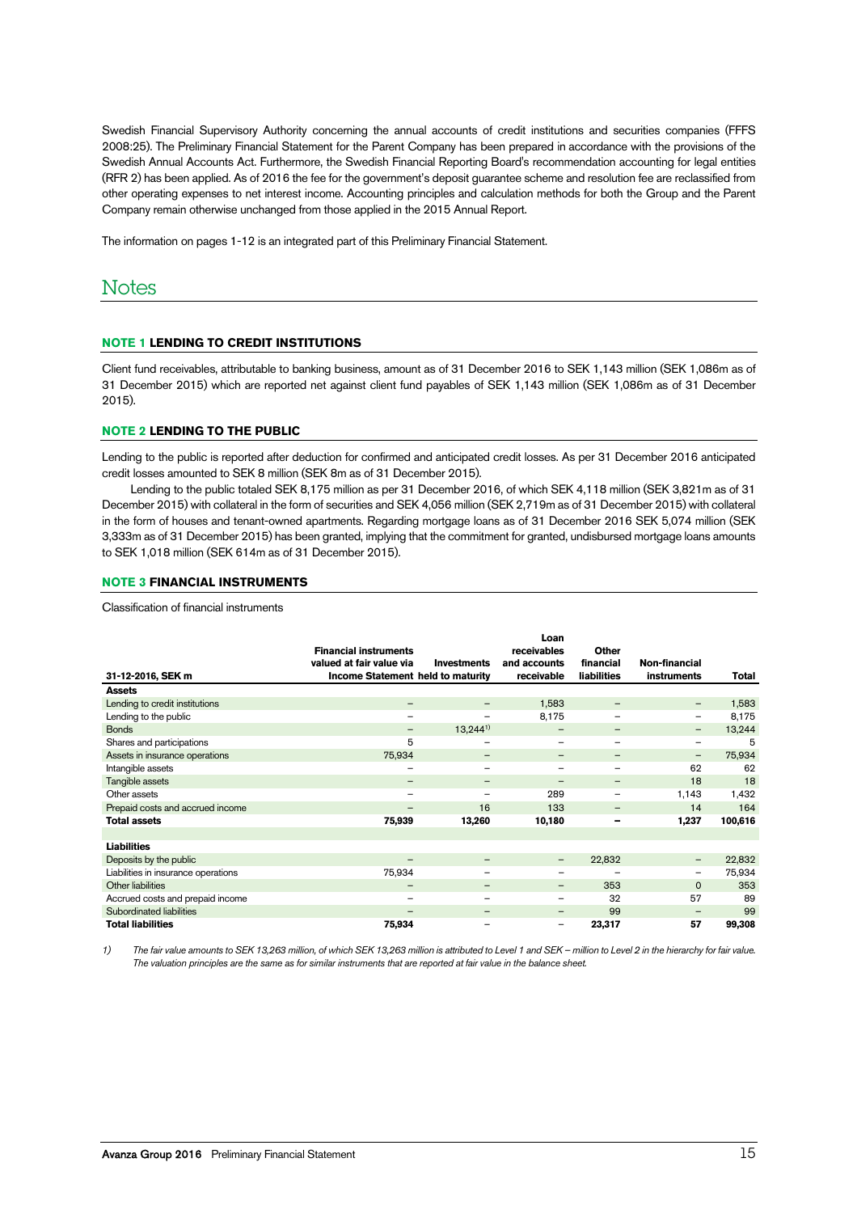Swedish Financial Supervisory Authority concerning the annual accounts of credit institutions and securities companies (FFFS 2008:25). The Preliminary Financial Statement for the Parent Company has been prepared in accordance with the provisions of the Swedish Annual Accounts Act. Furthermore, the Swedish Financial Reporting Board's recommendation accounting for legal entities (RFR 2) has been applied. As of 2016 the fee for the government's deposit guarantee scheme and resolution fee are reclassified from other operating expenses to net interest income. Accounting principles and calculation methods for both the Group and the Parent Company remain otherwise unchanged from those applied in the 2015 Annual Report.

The information on pages 1-12 is an integrated part of this Preliminary Financial Statement.

# Notes

## NOTE 1 LENDING TO CREDIT INSTITUTIONS

Client fund receivables, attributable to banking business, amount as of 31 December 2016 to SEK 1,143 million (SEK 1,086m as of 31 December 2015) which are reported net against client fund payables of SEK 1,143 million (SEK 1,086m as of 31 December 2015).

## NOTE 2 LENDING TO THE PUBLIC

Lending to the public is reported after deduction for confirmed and anticipated credit losses. As per 31 December 2016 anticipated credit losses amounted to SEK 8 million (SEK 8m as of 31 December 2015).

Lending to the public totaled SEK 8,175 million as per 31 December 2016, of which SEK 4,118 million (SEK 3,821m as of 31 December 2015) with collateral in the form of securities and SEK 4,056 million (SEK 2,719m as of 31 December 2015) with collateral in the form of houses and tenant-owned apartments. Regarding mortgage loans as of 31 December 2016 SEK 5,074 million (SEK 3,333m as of 31 December 2015) has been granted, implying that the commitment for granted, undisbursed mortgage loans amounts to SEK 1,018 million (SEK 614m as of 31 December 2015).

## NOTE 3 FINANCIAL INSTRUMENTS

Classification of financial instruments

| 31-12-2016, SEK m | Financial instruments valued at fair value via Income Statement | Investments held to maturity | Loan receivables and accounts receivable | Other financial liabilities | Non-financial instruments | Total |
|---|---|---|---|---|---|---|
| **Assets** | | | | | | |
| Lending to credit institutions | – | – | 1,583 | – | – | 1,583 |
| Lending to the public | – | – | 8,175 | – | – | 8,175 |
| Bonds | – | 13,244[1] | – | – | – | 13,244 |
| Shares and participations | 5 | – | – | – | – | 5 |
| Assets in insurance operations | 75,934 | – | – | – | – | 75,934 |
| Intangible assets | – | – | – | – | 62 | 62 |
| Tangible assets | – | – | – | – | 18 | 18 |
| Other assets | – | – | 289 | – | 1,143 | 1,432 |
| Prepaid costs and accrued income | – | 16 | 133 | – | 14 | 164 |
| **Total assets** | **75,939** | **13,260** | **10,180** | **–** | **1,237** | **100,616** |
| | | | | | | |
| **Liabilities** | | | | | | |
| Deposits by the public | – | – | – | 22,832 | – | 22,832 |
| Liabilities in insurance operations | 75,934 | – | – | – | – | 75,934 |
| Other liabilities | – | – | – | 353 | 0 | 353 |
| Accrued costs and prepaid income | – | – | – | 32 | 57 | 89 |
| Subordinated liabilities | – | – | – | 99 | – | 99 |
| **Total liabilities** | **75,934** | – | – | **23,317** | **57** | **99,308** |

1) *The fair value amounts to SEK 13,263 million, of which SEK 13,263 million is attributed to Level 1 and SEK – million to Level 2 in the hierarchy for fair value. The valuation principles are the same as for similar instruments that are reported at fair value in the balance sheet.*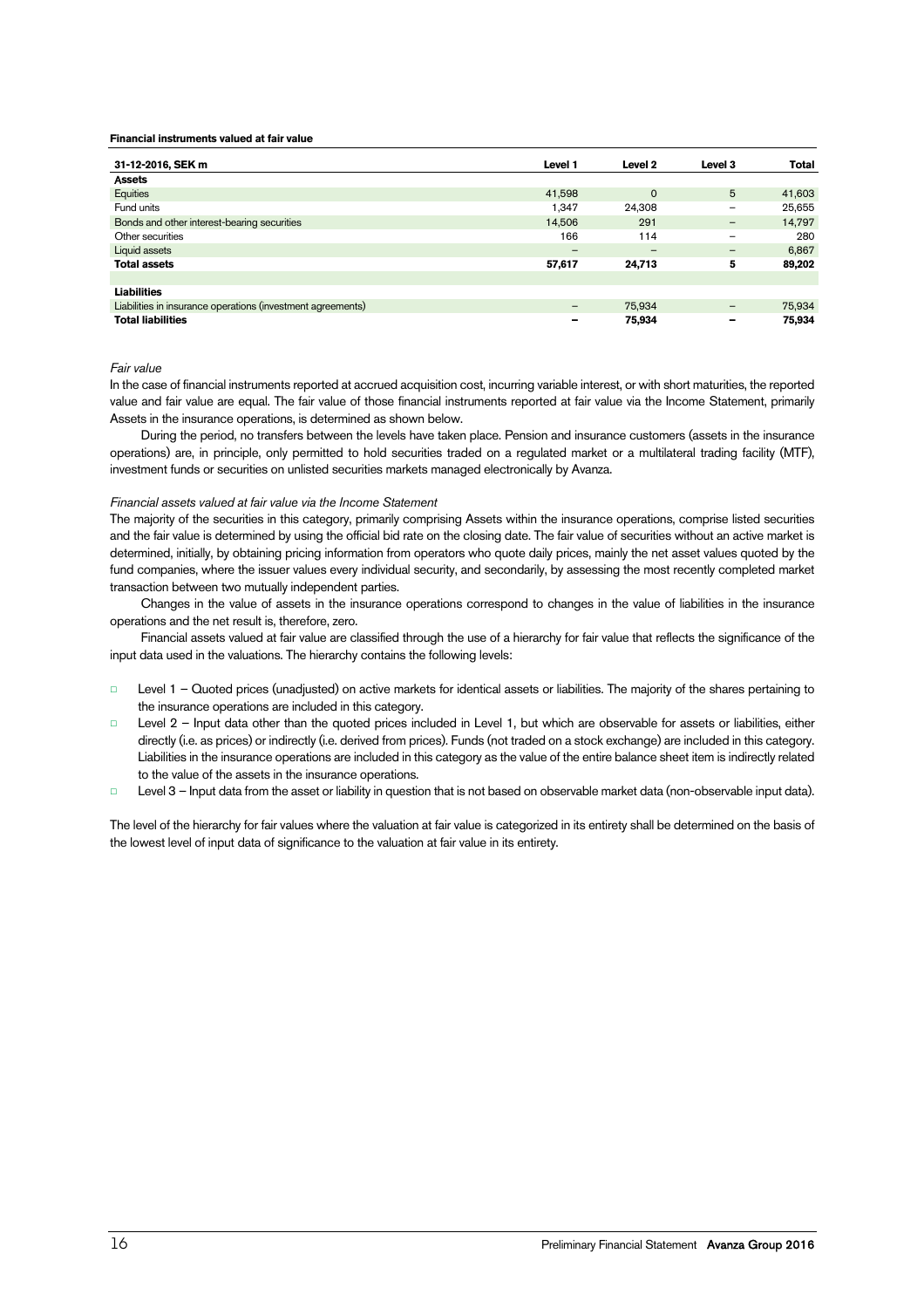**Financial instruments valued at fair value**

| 31-12-2016, SEK m | Level 1 | Level 2 | Level 3 | Total |
|---|---|---|---|---|
| **Assets** | | | | |
| Equities | 41,598 | 0 | 5 | 41,603 |
| Fund units | 1,347 | 24,308 | – | 25,655 |
| Bonds and other interest-bearing securities | 14,506 | 291 | – | 14,797 |
| Other securities | 166 | 114 | – | 280 |
| Liquid assets | – | – | – | 6,867 |
| **Total assets** | **57,617** | **24,713** | **5** | **89,202** |
| | | | | |
| **Liabilities** | | | | |
| Liabilities in insurance operations (investment agreements) | – | 75,934 | – | 75,934 |
| **Total liabilities** | **–** | **75,934** | **–** | **75,934** |

*Fair value*

In the case of financial instruments reported at accrued acquisition cost, incurring variable interest, or with short maturities, the reported value and fair value are equal. The fair value of those financial instruments reported at fair value via the Income Statement, primarily Assets in the insurance operations, is determined as shown below.

During the period, no transfers between the levels have taken place. Pension and insurance customers (assets in the insurance operations) are, in principle, only permitted to hold securities traded on a regulated market or a multilateral trading facility (MTF), investment funds or securities on unlisted securities markets managed electronically by Avanza.

*Financial assets valued at fair value via the Income Statement*

The majority of the securities in this category, primarily comprising Assets within the insurance operations, comprise listed securities and the fair value is determined by using the official bid rate on the closing date. The fair value of securities without an active market is determined, initially, by obtaining pricing information from operators who quote daily prices, mainly the net asset values quoted by the fund companies, where the issuer values every individual security, and secondarily, by assessing the most recently completed market transaction between two mutually independent parties.

Changes in the value of assets in the insurance operations correspond to changes in the value of liabilities in the insurance operations and the net result is, therefore, zero.

Financial assets valued at fair value are classified through the use of a hierarchy for fair value that reflects the significance of the input data used in the valuations. The hierarchy contains the following levels:

- Level 1 – Quoted prices (unadjusted) on active markets for identical assets or liabilities. The majority of the shares pertaining to the insurance operations are included in this category.
- Level 2 – Input data other than the quoted prices included in Level 1, but which are observable for assets or liabilities, either directly (i.e. as prices) or indirectly (i.e. derived from prices). Funds (not traded on a stock exchange) are included in this category. Liabilities in the insurance operations are included in this category as the value of the entire balance sheet item is indirectly related to the value of the assets in the insurance operations.
- Level 3 – Input data from the asset or liability in question that is not based on observable market data (non-observable input data).

The level of the hierarchy for fair values where the valuation at fair value is categorized in its entirety shall be determined on the basis of the lowest level of input data of significance to the valuation at fair value in its entirety.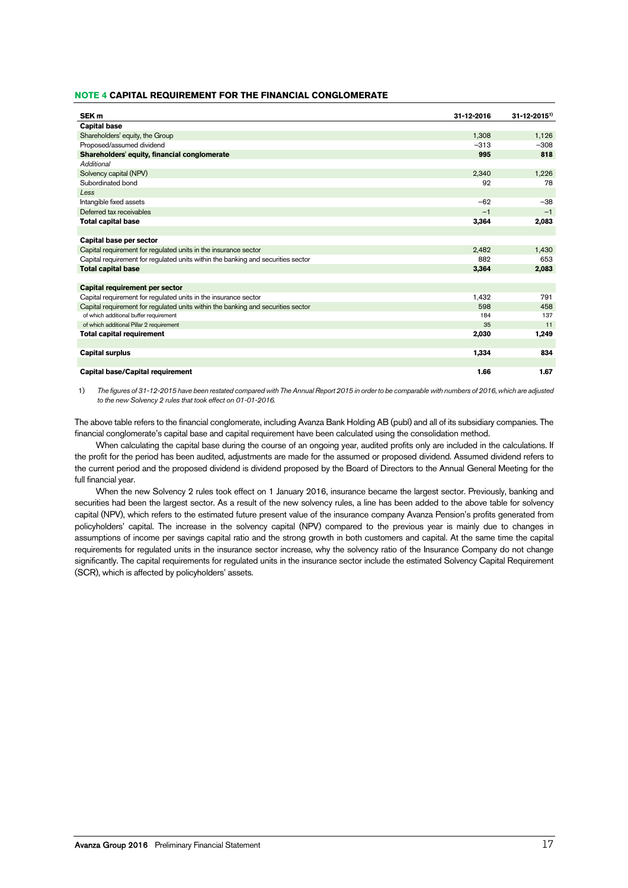## NOTE 4 CAPITAL REQUIREMENT FOR THE FINANCIAL CONGLOMERATE

| SEK m | 31-12-2016 | 31-12-2015[1)] |
|---|---|---|
| **Capital base** | | |
| Shareholders' equity, the Group | 1,308 | 1,126 |
| Proposed/assumed dividend | −313 | −308 |
| **Shareholders' equity, financial conglomerate** | **995** | **818** |
| *Additional* | | |
| Solvency capital (NPV) | 2,340 | 1,226 |
| Subordinated bond | 92 | 78 |
| *Less* | | |
| Intangible fixed assets | −62 | −38 |
| Deferred tax receivables | −1 | −1 |
| **Total capital base** | **3,364** | **2,083** |
| | | |
| **Capital base per sector** | | |
| Capital requirement for regulated units in the insurance sector | 2,482 | 1,430 |
| Capital requirement for regulated units within the banking and securities sector | 882 | 653 |
| **Total capital base** | **3,364** | **2,083** |
| | | |
| **Capital requirement per sector** | | |
| Capital requirement for regulated units in the insurance sector | 1,432 | 791 |
| Capital requirement for regulated units within the banking and securities sector | 598 | 458 |
| of which additional buffer requirement | 184 | 137 |
| of which additional Pillar 2 requirement | 35 | 11 |
| **Total capital requirement** | **2,030** | **1,249** |
| | | |
| **Capital surplus** | **1,334** | **834** |
| | | |
| **Capital base/Capital requirement** | **1.66** | **1.67** |

1) *The figures of 31-12-2015 have been restated compared with The Annual Report 2015 in order to be comparable with numbers of 2016, which are adjusted to the new Solvency 2 rules that took effect on 01-01-2016.*

The above table refers to the financial conglomerate, including Avanza Bank Holding AB (publ) and all of its subsidiary companies. The financial conglomerate's capital base and capital requirement have been calculated using the consolidation method.

When calculating the capital base during the course of an ongoing year, audited profits only are included in the calculations. If the profit for the period has been audited, adjustments are made for the assumed or proposed dividend. Assumed dividend refers to the current period and the proposed dividend is dividend proposed by the Board of Directors to the Annual General Meeting for the full financial year.

When the new Solvency 2 rules took effect on 1 January 2016, insurance became the largest sector. Previously, banking and securities had been the largest sector. As a result of the new solvency rules, a line has been added to the above table for solvency capital (NPV), which refers to the estimated future present value of the insurance company Avanza Pension's profits generated from policyholders' capital. The increase in the solvency capital (NPV) compared to the previous year is mainly due to changes in assumptions of income per savings capital ratio and the strong growth in both customers and capital. At the same time the capital requirements for regulated units in the insurance sector increase, why the solvency ratio of the Insurance Company do not change significantly. The capital requirements for regulated units in the insurance sector include the estimated Solvency Capital Requirement (SCR), which is affected by policyholders' assets.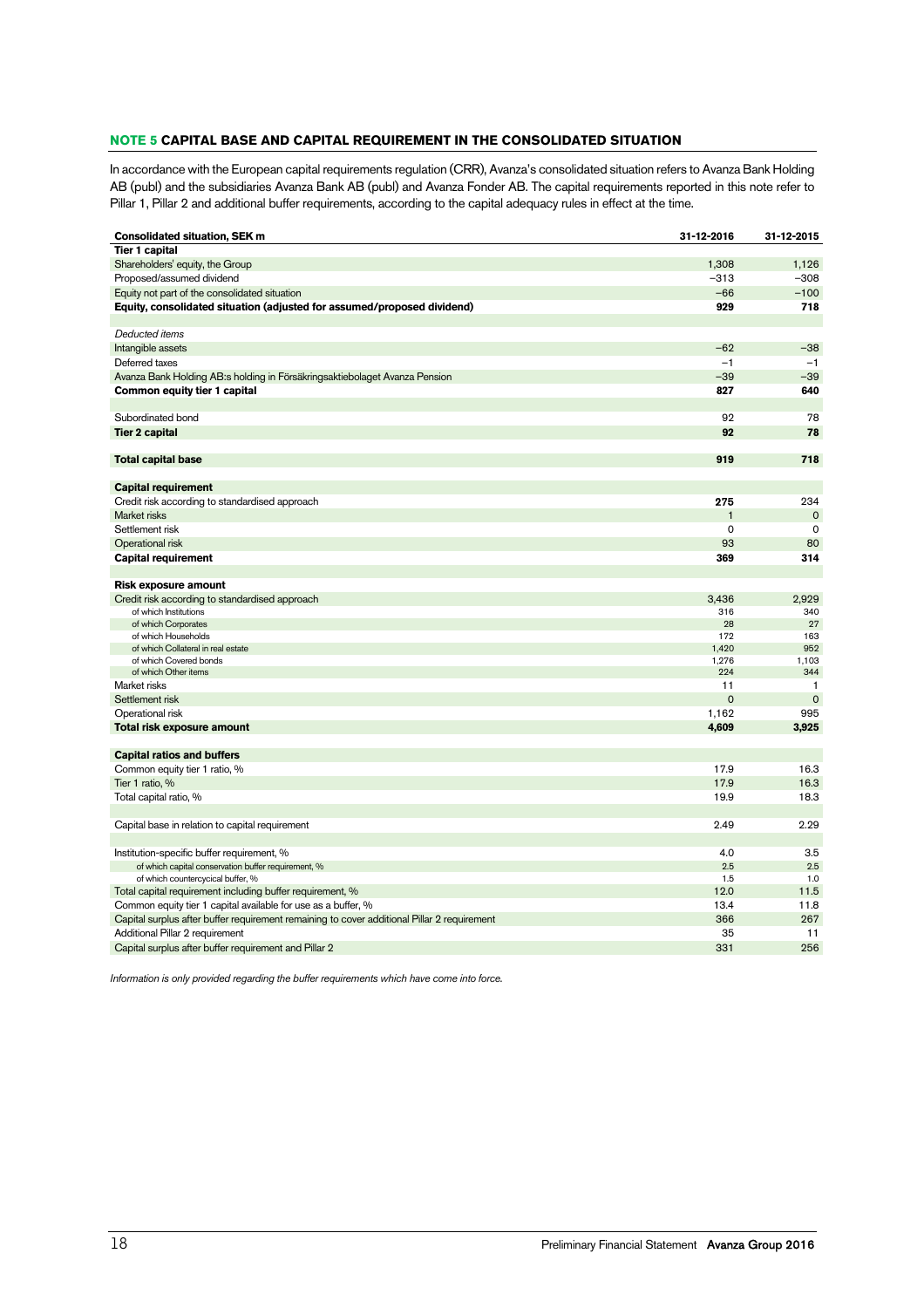## NOTE 5 CAPITAL BASE AND CAPITAL REQUIREMENT IN THE CONSOLIDATED SITUATION

In accordance with the European capital requirements regulation (CRR), Avanza's consolidated situation refers to Avanza Bank Holding AB (publ) and the subsidiaries Avanza Bank AB (publ) and Avanza Fonder AB. The capital requirements reported in this note refer to Pillar 1, Pillar 2 and additional buffer requirements, according to the capital adequacy rules in effect at the time.

| Consolidated situation, SEK m | 31-12-2016 | 31-12-2015 |
|---|---|---|
| **Tier 1 capital** | | |
| Shareholders' equity, the Group | 1,308 | 1,126 |
| Proposed/assumed dividend | –313 | –308 |
| Equity not part of the consolidated situation | –66 | –100 |
| **Equity, consolidated situation (adjusted for assumed/proposed dividend)** | **929** | **718** |
| | | |
| *Deducted items* | | |
| Intangible assets | –62 | –38 |
| Deferred taxes | –1 | –1 |
| Avanza Bank Holding AB:s holding in Försäkringsaktiebolaget Avanza Pension | –39 | –39 |
| **Common equity tier 1 capital** | **827** | **640** |
| | | |
| Subordinated bond | 92 | 78 |
| **Tier 2 capital** | **92** | **78** |
| | | |
| **Total capital base** | **919** | **718** |
| | | |
| **Capital requirement** | | |
| Credit risk according to standardised approach | **275** | 234 |
| Market risks | 1 | 0 |
| Settlement risk | 0 | 0 |
| Operational risk | 93 | 80 |
| **Capital requirement** | **369** | **314** |
| | | |
| **Risk exposure amount** | | |
| Credit risk according to standardised approach | 3,436 | 2,929 |
| of which Institutions | 316 | 340 |
| of which Corporates | 28 | 27 |
| of which Households | 172 | 163 |
| of which Collateral in real estate | 1,420 | 952 |
| of which Covered bonds | 1,276 | 1,103 |
| of which Other items | 224 | 344 |
| Market risks | 11 | 1 |
| Settlement risk | 0 | 0 |
| Operational risk | 1,162 | 995 |
| **Total risk exposure amount** | **4,609** | **3,925** |
| | | |
| **Capital ratios and buffers** | | |
| Common equity tier 1 ratio, % | 17.9 | 16.3 |
| Tier 1 ratio, % | 17.9 | 16.3 |
| Total capital ratio, % | 19.9 | 18.3 |
| | | |
| Capital base in relation to capital requirement | 2.49 | 2.29 |
| | | |
| Institution-specific buffer requirement, % | 4.0 | 3.5 |
| of which capital conservation buffer requirement, % | 2.5 | 2.5 |
| of which countercyclical buffer, % | 1.5 | 1.0 |
| Total capital requirement including buffer requirement, % | 12.0 | 11.5 |
| Common equity tier 1 capital available for use as a buffer, % | 13.4 | 11.8 |
| Capital surplus after buffer requirement remaining to cover additional Pillar 2 requirement | 366 | 267 |
| Additional Pillar 2 requirement | 35 | 11 |
| Capital surplus after buffer requirement and Pillar 2 | 331 | 256 |

*Information is only provided regarding the buffer requirements which have come into force.*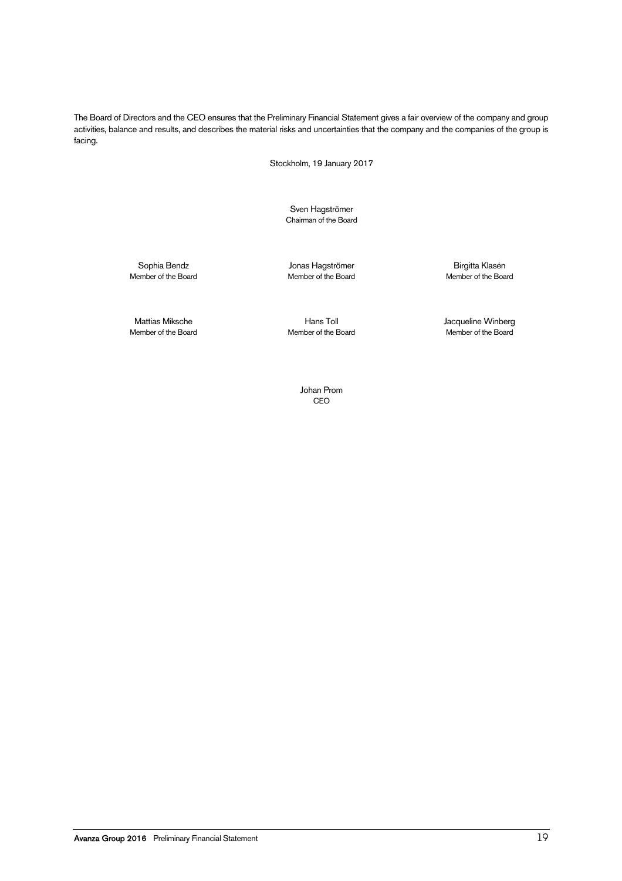The Board of Directors and the CEO ensures that the Preliminary Financial Statement gives a fair overview of the company and group activities, balance and results, and describes the material risks and uncertainties that the company and the companies of the group is facing.

Stockholm, 19 January 2017

Sven Hagströmer
Chairman of the Board

Sophia Bendz
Member of the Board

Jonas Hagströmer
Member of the Board

Birgitta Klasén
Member of the Board

Mattias Miksche
Member of the Board

Hans Toll
Member of the Board

Jacqueline Winberg
Member of the Board

Johan Prom
CEO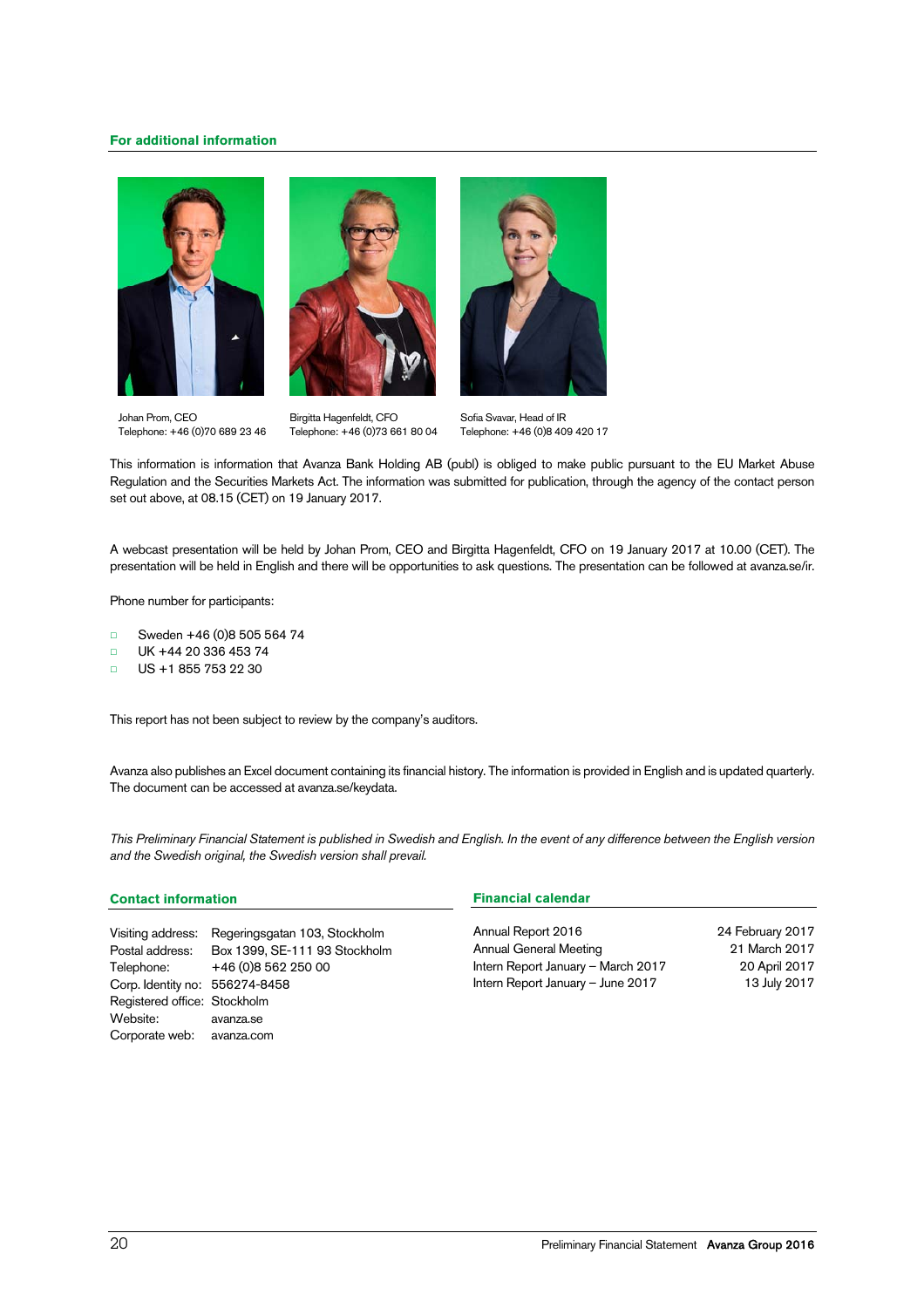## For additional information

Johan Prom, CEO
Telephone: +46 (0)70 689 23 46

Birgitta Hagenfeldt, CFO
Telephone: +46 (0)73 661 80 04

Sofia Svavar, Head of IR
Telephone: +46 (0)8 409 420 17

This information is information that Avanza Bank Holding AB (publ) is obliged to make public pursuant to the EU Market Abuse Regulation and the Securities Markets Act. The information was submitted for publication, through the agency of the contact person set out above, at 08.15 (CET) on 19 January 2017.

A webcast presentation will be held by Johan Prom, CEO and Birgitta Hagenfeldt, CFO on 19 January 2017 at 10.00 (CET). The presentation will be held in English and there will be opportunities to ask questions. The presentation can be followed at avanza.se/ir.

Phone number for participants:

- Sweden +46 (0)8 505 564 74
- UK +44 20 336 453 74
- US +1 855 753 22 30

This report has not been subject to review by the company's auditors.

Avanza also publishes an Excel document containing its financial history. The information is provided in English and is updated quarterly. The document can be accessed at avanza.se/keydata.

*This Preliminary Financial Statement is published in Swedish and English. In the event of any difference between the English version and the Swedish original, the Swedish version shall prevail.*

## Contact information

| | |
|---|---|
| Visiting address: | Regeringsgatan 103, Stockholm |
| Postal address: | Box 1399, SE-111 93 Stockholm |
| Telephone: | +46 (0)8 562 250 00 |
| Corp. Identity no: | 556274-8458 |
| Registered office: | Stockholm |
| Website: | avanza.se |
| Corporate web: | avanza.com |

## Financial calendar

| | |
|---|---|
| Annual Report 2016 | 24 February 2017 |
| Annual General Meeting | 21 March 2017 |
| Intern Report January – March 2017 | 20 April 2017 |
| Intern Report January – June 2017 | 13 July 2017 |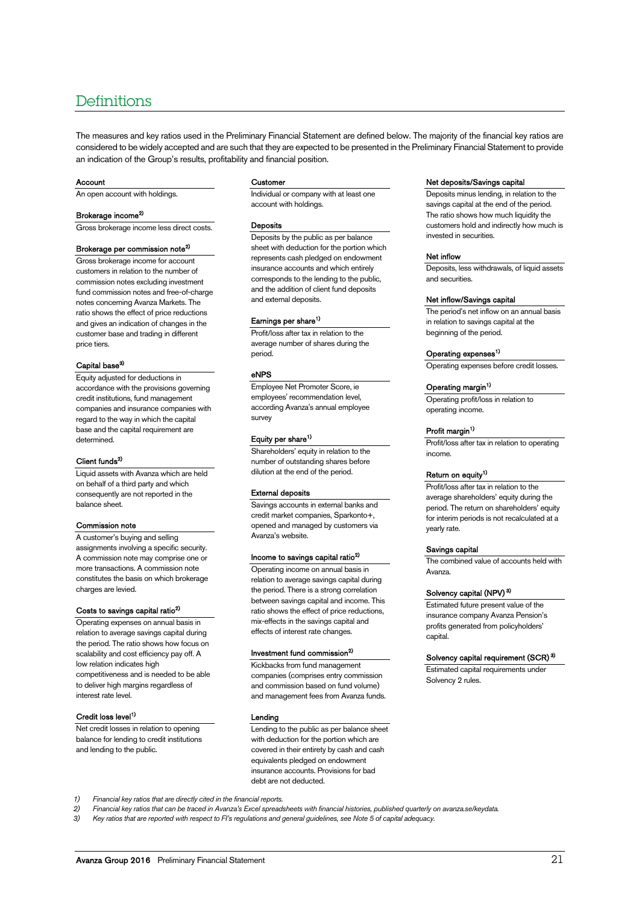# Definitions

The measures and key ratios used in the Preliminary Financial Statement are defined below. The majority of the financial key ratios are considered to be widely accepted and are such that they are expected to be presented in the Preliminary Financial Statement to provide an indication of the Group's results, profitability and financial position.

### Account
An open account with holdings.

### Brokerage income[2)]
Gross brokerage income less direct costs.

### Brokerage per commission note[2)]
Gross brokerage income for account customers in relation to the number of commission notes excluding investment fund commission notes and free-of-charge notes concerning Avanza Markets. The ratio shows the effect of price reductions and gives an indication of changes in the customer base and trading in different price tiers.

### Capital base[3)]
Equity adjusted for deductions in accordance with the provisions governing credit institutions, fund management companies and insurance companies with regard to the way in which the capital base and the capital requirement are determined.

### Client funds[2)]
Liquid assets with Avanza which are held on behalf of a third party and which consequently are not reported in the balance sheet.

### Commission note
A customer's buying and selling assignments involving a specific security. A commission note may comprise one or more transactions. A commission note constitutes the basis on which brokerage charges are levied.

### Costs to savings capital ratio[2)]
Operating expenses on annual basis in relation to average savings capital during the period. The ratio shows how focus on scalability and cost efficiency pay off. A low relation indicates high competitiveness and is needed to be able to deliver high margins regardless of interest rate level.

### Credit loss level[1)]
Net credit losses in relation to opening balance for lending to credit institutions and lending to the public.

### Customer
Individual or company with at least one account with holdings.

### Deposits
Deposits by the public as per balance sheet with deduction for the portion which represents cash pledged on endowment insurance accounts and which entirely corresponds to the lending to the public, and the addition of client fund deposits and external deposits.

### Earnings per share[1)]
Profit/loss after tax in relation to the average number of shares during the period.

### eNPS
Employee Net Promoter Score, ie employees' recommendation level, according Avanza's annual employee survey

### Equity per share[1)]
Shareholders' equity in relation to the number of outstanding shares before dilution at the end of the period.

### External deposits
Savings accounts in external banks and credit market companies, Sparkonto+, opened and managed by customers via Avanza's website.

### Income to savings capital ratio[2)]
Operating income on annual basis in relation to average savings capital during the period. There is a strong correlation between savings capital and income. This ratio shows the effect of price reductions, mix-effects in the savings capital and effects of interest rate changes.

### Investment fund commission[2)]
Kickbacks from fund management companies (comprises entry commission and commission based on fund volume) and management fees from Avanza funds.

### Lending
Lending to the public as per balance sheet with deduction for the portion which are covered in their entirety by cash and cash equivalents pledged on endowment insurance accounts. Provisions for bad debt are not deducted.

### Net deposits/Savings capital
Deposits minus lending, in relation to the savings capital at the end of the period. The ratio shows how much liquidity the customers hold and indirectly how much is invested in securities.

### Net inflow
Deposits, less withdrawals, of liquid assets and securities.

### Net inflow/Savings capital
The period's net inflow on an annual basis in relation to savings capital at the beginning of the period.

### Operating expenses[1)]
Operating expenses before credit losses.

### Operating margin[1)]
Operating profit/loss in relation to operating income.

### Profit margin[1)]
Profit/loss after tax in relation to operating income.

### Return on equity[1)]
Profit/loss after tax in relation to the average shareholders' equity during the period. The return on shareholders' equity for interim periods is not recalculated at a yearly rate.

### Savings capital
The combined value of accounts held with Avanza.

### Solvency capital (NPV)[3)]
Estimated future present value of the insurance company Avanza Pension's profits generated from policyholders' capital.

### Solvency capital requirement (SCR)[3)]
Estimated capital requirements under Solvency 2 rules.

*1) Financial key ratios that are directly cited in the financial reports.*
*2) Financial key ratios that can be traced in Avanza's Excel spreadsheets with financial histories, published quarterly on avanza.se/keydata.*
*3) Key ratios that are reported with respect to FI's regulations and general guidelines, see Note 5 of capital adequacy.*